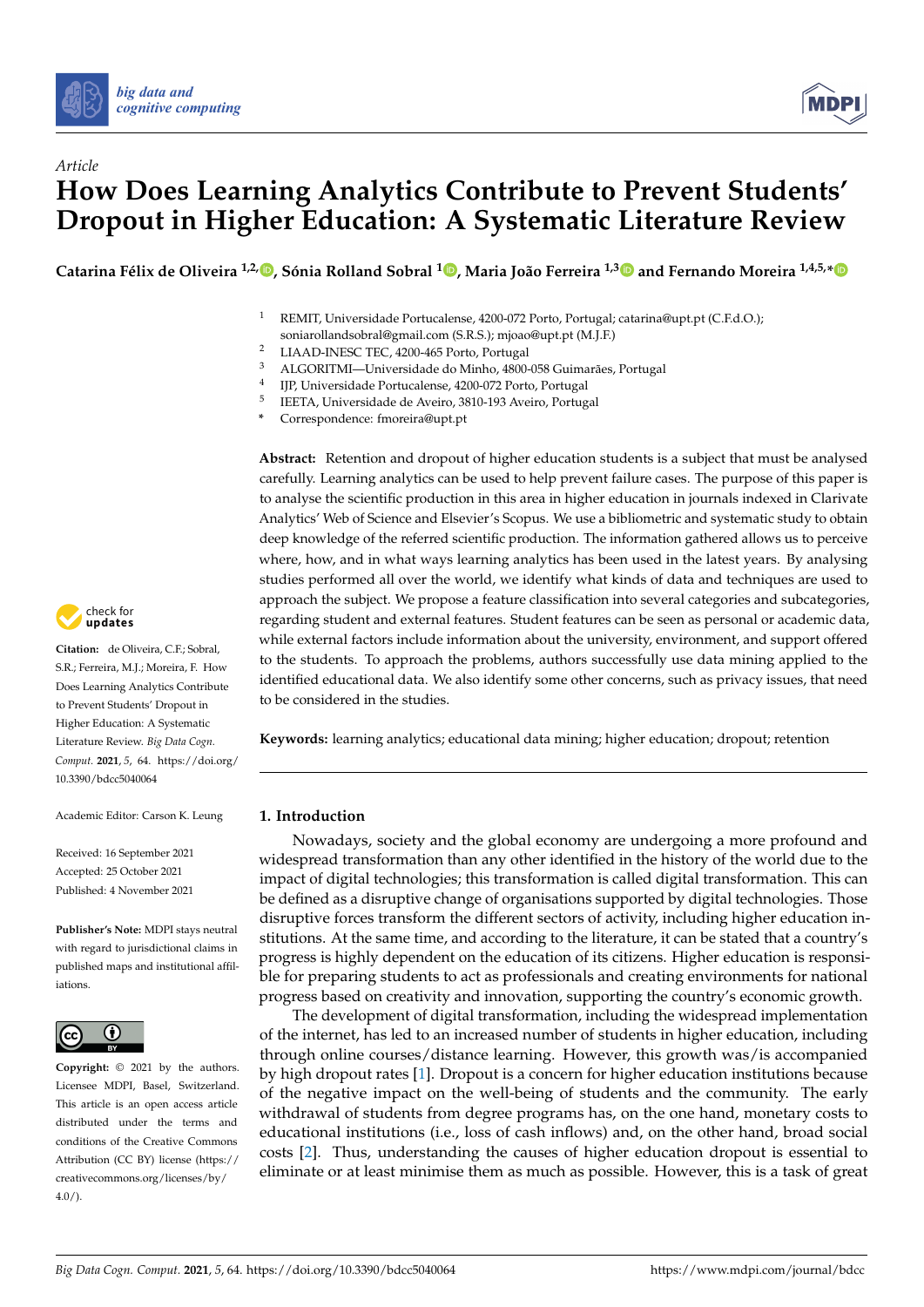*Article*

# How Does Learning Analytics Contribute to Prevent Students' Dropout in Higher Education: A Systematic Literature Review

**Catarina Félix de Oliveira [1,2], Sónia Rolland Sobral [1], Maria João Ferreira [1,3] and Fernando Moreira [1,4,5,*]**

[1] REMIT, Universidade Portucalense, 4200-072 Porto, Portugal; catarina@upt.pt (C.F.d.O.); soniarollandsobral@gmail.com (S.R.S.); mjoao@upt.pt (M.J.F.)
[2] LIAAD-INESC TEC, 4200-465 Porto, Portugal
[3] ALGORITMI—Universidade do Minho, 4800-058 Guimarães, Portugal
[4] IJP, Universidade Portucalense, 4200-072 Porto, Portugal
[5] IEETA, Universidade de Aveiro, 3810-193 Aveiro, Portugal
[*] Correspondence: fmoreira@upt.pt

**Abstract:** Retention and dropout of higher education students is a subject that must be analysed carefully. Learning analytics can be used to help prevent failure cases. The purpose of this paper is to analyse the scientific production in this area in higher education in journals indexed in Clarivate Analytics' Web of Science and Elsevier's Scopus. We use a bibliometric and systematic study to obtain deep knowledge of the referred scientific production. The information gathered allows us to perceive where, how, and in what ways learning analytics has been used in the latest years. By analysing studies performed all over the world, we identify what kinds of data and techniques are used to approach the subject. We propose a feature classification into several categories and subcategories, regarding student and external features. Student features can be seen as personal or academic data, while external factors include information about the university, environment, and support offered to the students. To approach the problems, authors successfully use data mining applied to the identified educational data. We also identify some other concerns, such as privacy issues, that need to be considered in the studies.

**Keywords:** learning analytics; educational data mining; higher education; dropout; retention

**Citation:** de Oliveira, C.F.; Sobral, S.R.; Ferreira, M.J.; Moreira, F. How Does Learning Analytics Contribute to Prevent Students' Dropout in Higher Education: A Systematic Literature Review. *Big Data Cogn. Comput.* **2021**, *5*, 64. https://doi.org/10.3390/bdcc5040064

Academic Editor: Carson K. Leung

Received: 16 September 2021
Accepted: 25 October 2021
Published: 4 November 2021

**Publisher's Note:** MDPI stays neutral with regard to jurisdictional claims in published maps and institutional affiliations.

**Copyright:** © 2021 by the authors. Licensee MDPI, Basel, Switzerland. This article is an open access article distributed under the terms and conditions of the Creative Commons Attribution (CC BY) license (https://creativecommons.org/licenses/by/4.0/).

## 1. Introduction

Nowadays, society and the global economy are undergoing a more profound and widespread transformation than any other identified in the history of the world due to the impact of digital technologies; this transformation is called digital transformation. This can be defined as a disruptive change of organisations supported by digital technologies. Those disruptive forces transform the different sectors of activity, including higher education institutions. At the same time, and according to the literature, it can be stated that a country's progress is highly dependent on the education of its citizens. Higher education is responsible for preparing students to act as professionals and creating environments for national progress based on creativity and innovation, supporting the country's economic growth.

The development of digital transformation, including the widespread implementation of the internet, has led to an increased number of students in higher education, including through online courses/distance learning. However, this growth was/is accompanied by high dropout rates [1]. Dropout is a concern for higher education institutions because of the negative impact on the well-being of students and the community. The early withdrawal of students from degree programs has, on the one hand, monetary costs to educational institutions (i.e., loss of cash inflows) and, on the other hand, broad social costs [2]. Thus, understanding the causes of higher education dropout is essential to eliminate or at least minimise them as much as possible. However, this is a task of great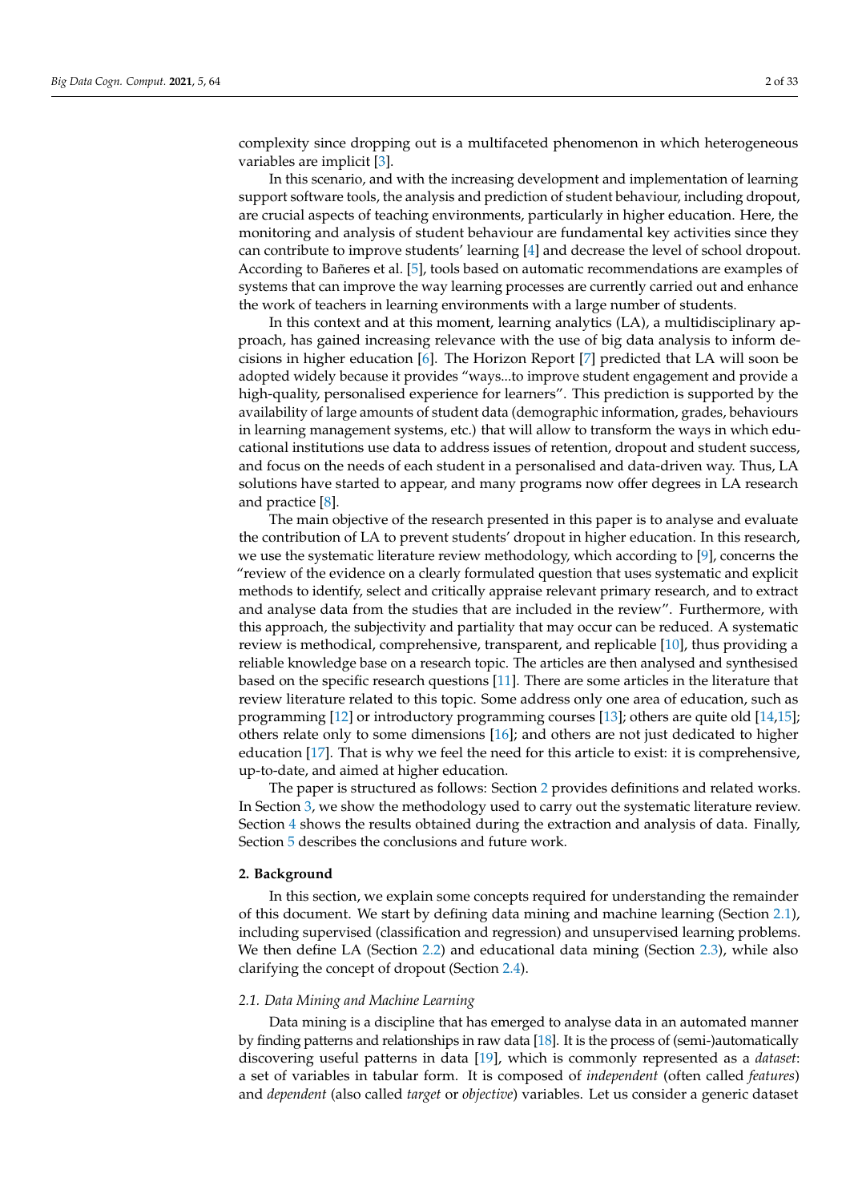complexity since dropping out is a multifaceted phenomenon in which heterogeneous variables are implicit [3].

In this scenario, and with the increasing development and implementation of learning support software tools, the analysis and prediction of student behaviour, including dropout, are crucial aspects of teaching environments, particularly in higher education. Here, the monitoring and analysis of student behaviour are fundamental key activities since they can contribute to improve students' learning [4] and decrease the level of school dropout. According to Bañeres et al. [5], tools based on automatic recommendations are examples of systems that can improve the way learning processes are currently carried out and enhance the work of teachers in learning environments with a large number of students.

In this context and at this moment, learning analytics (LA), a multidisciplinary approach, has gained increasing relevance with the use of big data analysis to inform decisions in higher education [6]. The Horizon Report [7] predicted that LA will soon be adopted widely because it provides "ways...to improve student engagement and provide a high-quality, personalised experience for learners". This prediction is supported by the availability of large amounts of student data (demographic information, grades, behaviours in learning management systems, etc.) that will allow to transform the ways in which educational institutions use data to address issues of retention, dropout and student success, and focus on the needs of each student in a personalised and data-driven way. Thus, LA solutions have started to appear, and many programs now offer degrees in LA research and practice [8].

The main objective of the research presented in this paper is to analyse and evaluate the contribution of LA to prevent students' dropout in higher education. In this research, we use the systematic literature review methodology, which according to [9], concerns the "review of the evidence on a clearly formulated question that uses systematic and explicit methods to identify, select and critically appraise relevant primary research, and to extract and analyse data from the studies that are included in the review". Furthermore, with this approach, the subjectivity and partiality that may occur can be reduced. A systematic review is methodical, comprehensive, transparent, and replicable [10], thus providing a reliable knowledge base on a research topic. The articles are then analysed and synthesised based on the specific research questions [11]. There are some articles in the literature that review literature related to this topic. Some address only one area of education, such as programming [12] or introductory programming courses [13]; others are quite old [14,15]; others relate only to some dimensions [16]; and others are not just dedicated to higher education [17]. That is why we feel the need for this article to exist: it is comprehensive, up-to-date, and aimed at higher education.

The paper is structured as follows: Section 2 provides definitions and related works. In Section 3, we show the methodology used to carry out the systematic literature review. Section 4 shows the results obtained during the extraction and analysis of data. Finally, Section 5 describes the conclusions and future work.

## 2. Background

In this section, we explain some concepts required for understanding the remainder of this document. We start by defining data mining and machine learning (Section 2.1), including supervised (classification and regression) and unsupervised learning problems. We then define LA (Section 2.2) and educational data mining (Section 2.3), while also clarifying the concept of dropout (Section 2.4).

### 2.1. Data Mining and Machine Learning

Data mining is a discipline that has emerged to analyse data in an automated manner by finding patterns and relationships in raw data [18]. It is the process of (semi-)automatically discovering useful patterns in data [19], which is commonly represented as a *dataset*: a set of variables in tabular form. It is composed of *independent* (often called *features*) and *dependent* (also called *target* or *objective*) variables. Let us consider a generic dataset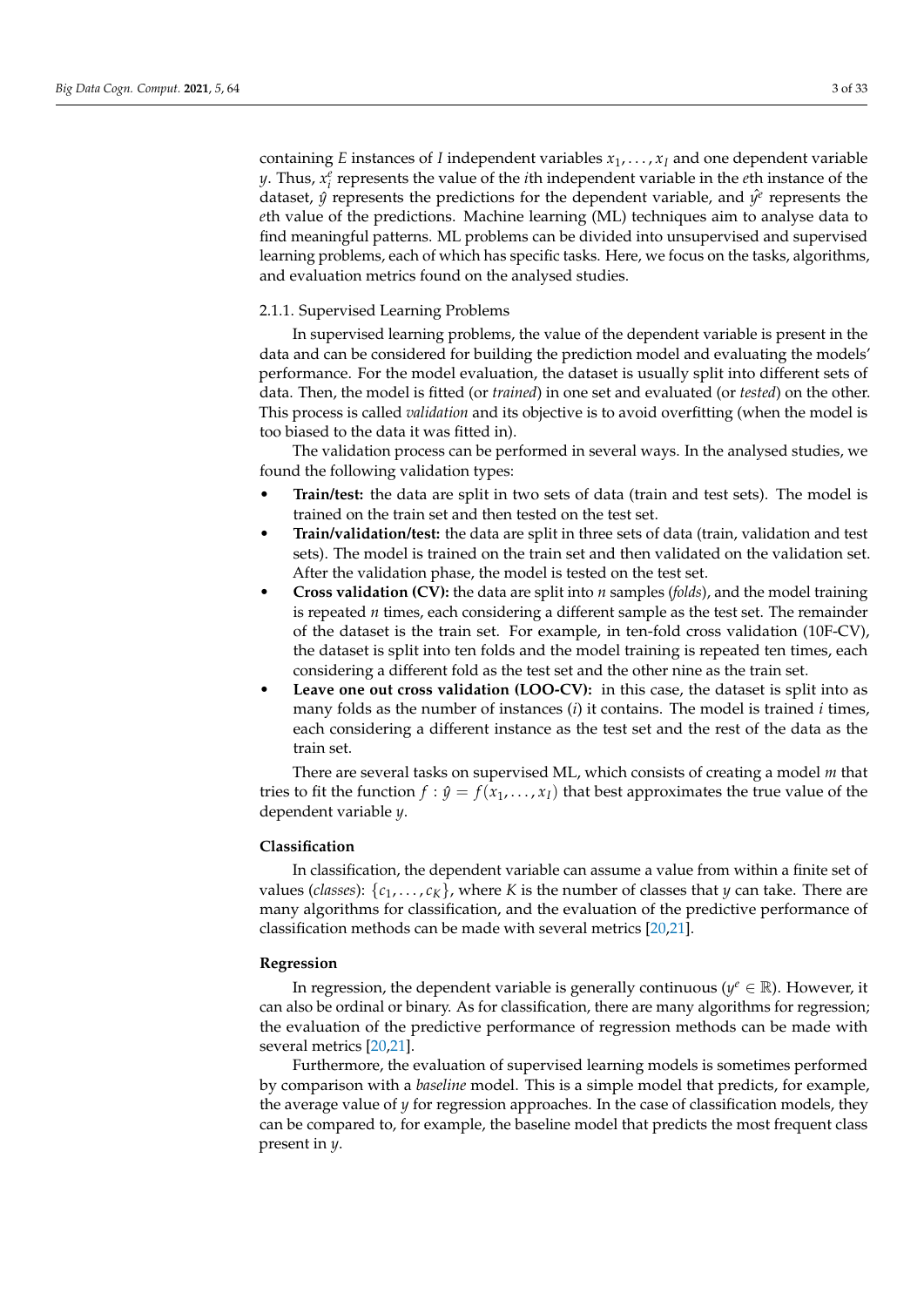containing $E$ instances of $I$ independent variables $x_1, \ldots, x_I$ and one dependent variable $y$. Thus, $x_i^e$ represents the value of the $i$th independent variable in the $e$th instance of the dataset, $\hat{y}$ represents the predictions for the dependent variable, and $\hat{y}^e$ represents the $e$th value of the predictions. Machine learning (ML) techniques aim to analyse data to find meaningful patterns. ML problems can be divided into unsupervised and supervised learning problems, each of which has specific tasks. Here, we focus on the tasks, algorithms, and evaluation metrics found on the analysed studies.

#### 2.1.1. Supervised Learning Problems

In supervised learning problems, the value of the dependent variable is present in the data and can be considered for building the prediction model and evaluating the models' performance. For the model evaluation, the dataset is usually split into different sets of data. Then, the model is fitted (or *trained*) in one set and evaluated (or *tested*) on the other. This process is called *validation* and its objective is to avoid overfitting (when the model is too biased to the data it was fitted in).

The validation process can be performed in several ways. In the analysed studies, we found the following validation types:

- **Train/test:** the data are split in two sets of data (train and test sets). The model is trained on the train set and then tested on the test set.
- **Train/validation/test:** the data are split in three sets of data (train, validation and test sets). The model is trained on the train set and then validated on the validation set. After the validation phase, the model is tested on the test set.
- **Cross validation (CV):** the data are split into $n$ samples (*folds*), and the model training is repeated $n$ times, each considering a different sample as the test set. The remainder of the dataset is the train set. For example, in ten-fold cross validation (10F-CV), the dataset is split into ten folds and the model training is repeated ten times, each considering a different fold as the test set and the other nine as the train set.
- **Leave one out cross validation (LOO-CV):** in this case, the dataset is split into as many folds as the number of instances ($i$) it contains. The model is trained $i$ times, each considering a different instance as the test set and the rest of the data as the train set.

There are several tasks on supervised ML, which consists of creating a model $m$ that tries to fit the function $f : \hat{y} = f(x_1, \ldots, x_I)$ that best approximates the true value of the dependent variable $y$.

**Classification**

In classification, the dependent variable can assume a value from within a finite set of values (*classes*): $\{c_1, \ldots, c_K\}$, where $K$ is the number of classes that $y$ can take. There are many algorithms for classification, and the evaluation of the predictive performance of classification methods can be made with several metrics [20,21].

**Regression**

In regression, the dependent variable is generally continuous ($y^e \in \mathbb{R}$). However, it can also be ordinal or binary. As for classification, there are many algorithms for regression; the evaluation of the predictive performance of regression methods can be made with several metrics [20,21].

Furthermore, the evaluation of supervised learning models is sometimes performed by comparison with a *baseline* model. This is a simple model that predicts, for example, the average value of $y$ for regression approaches. In the case of classification models, they can be compared to, for example, the baseline model that predicts the most frequent class present in $y$.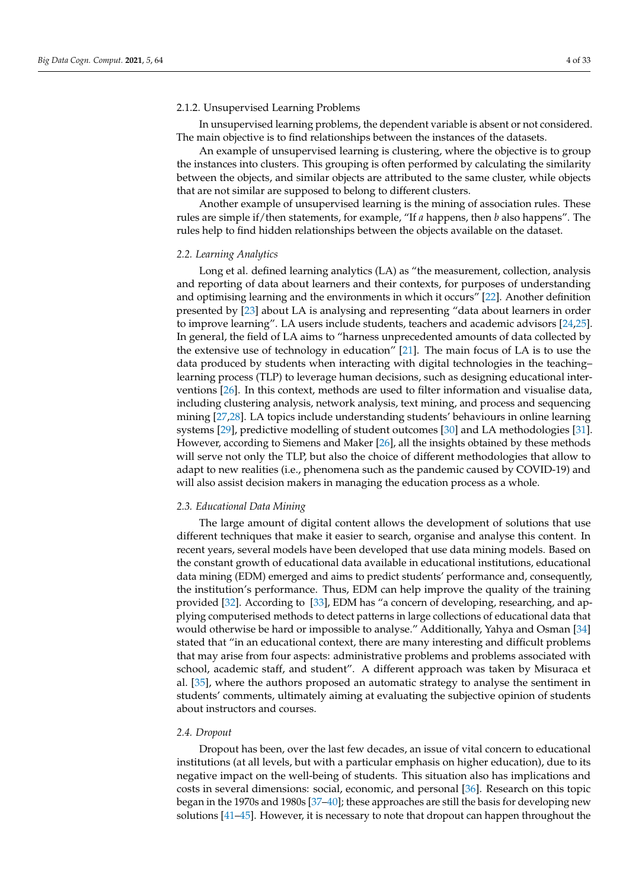#### 2.1.2. Unsupervised Learning Problems

In unsupervised learning problems, the dependent variable is absent or not considered. The main objective is to find relationships between the instances of the datasets.

An example of unsupervised learning is clustering, where the objective is to group the instances into clusters. This grouping is often performed by calculating the similarity between the objects, and similar objects are attributed to the same cluster, while objects that are not similar are supposed to belong to different clusters.

Another example of unsupervised learning is the mining of association rules. These rules are simple if/then statements, for example, "If *a* happens, then *b* also happens". The rules help to find hidden relationships between the objects available on the dataset.

### 2.2. Learning Analytics

Long et al. defined learning analytics (LA) as "the measurement, collection, analysis and reporting of data about learners and their contexts, for purposes of understanding and optimising learning and the environments in which it occurs" [22]. Another definition presented by [23] about LA is analysing and representing "data about learners in order to improve learning". LA users include students, teachers and academic advisors [24,25]. In general, the field of LA aims to "harness unprecedented amounts of data collected by the extensive use of technology in education" [21]. The main focus of LA is to use the data produced by students when interacting with digital technologies in the teaching–learning process (TLP) to leverage human decisions, such as designing educational interventions [26]. In this context, methods are used to filter information and visualise data, including clustering analysis, network analysis, text mining, and process and sequencing mining [27,28]. LA topics include understanding students' behaviours in online learning systems [29], predictive modelling of student outcomes [30] and LA methodologies [31]. However, according to Siemens and Maker [26], all the insights obtained by these methods will serve not only the TLP, but also the choice of different methodologies that allow to adapt to new realities (i.e., phenomena such as the pandemic caused by COVID-19) and will also assist decision makers in managing the education process as a whole.

### 2.3. Educational Data Mining

The large amount of digital content allows the development of solutions that use different techniques that make it easier to search, organise and analyse this content. In recent years, several models have been developed that use data mining models. Based on the constant growth of educational data available in educational institutions, educational data mining (EDM) emerged and aims to predict students' performance and, consequently, the institution's performance. Thus, EDM can help improve the quality of the training provided [32]. According to [33], EDM has "a concern of developing, researching, and applying computerised methods to detect patterns in large collections of educational data that would otherwise be hard or impossible to analyse." Additionally, Yahya and Osman [34] stated that "in an educational context, there are many interesting and difficult problems that may arise from four aspects: administrative problems and problems associated with school, academic staff, and student". A different approach was taken by Misuraca et al. [35], where the authors proposed an automatic strategy to analyse the sentiment in students' comments, ultimately aiming at evaluating the subjective opinion of students about instructors and courses.

### 2.4. Dropout

Dropout has been, over the last few decades, an issue of vital concern to educational institutions (at all levels, but with a particular emphasis on higher education), due to its negative impact on the well-being of students. This situation also has implications and costs in several dimensions: social, economic, and personal [36]. Research on this topic began in the 1970s and 1980s [37–40]; these approaches are still the basis for developing new solutions [41–45]. However, it is necessary to note that dropout can happen throughout the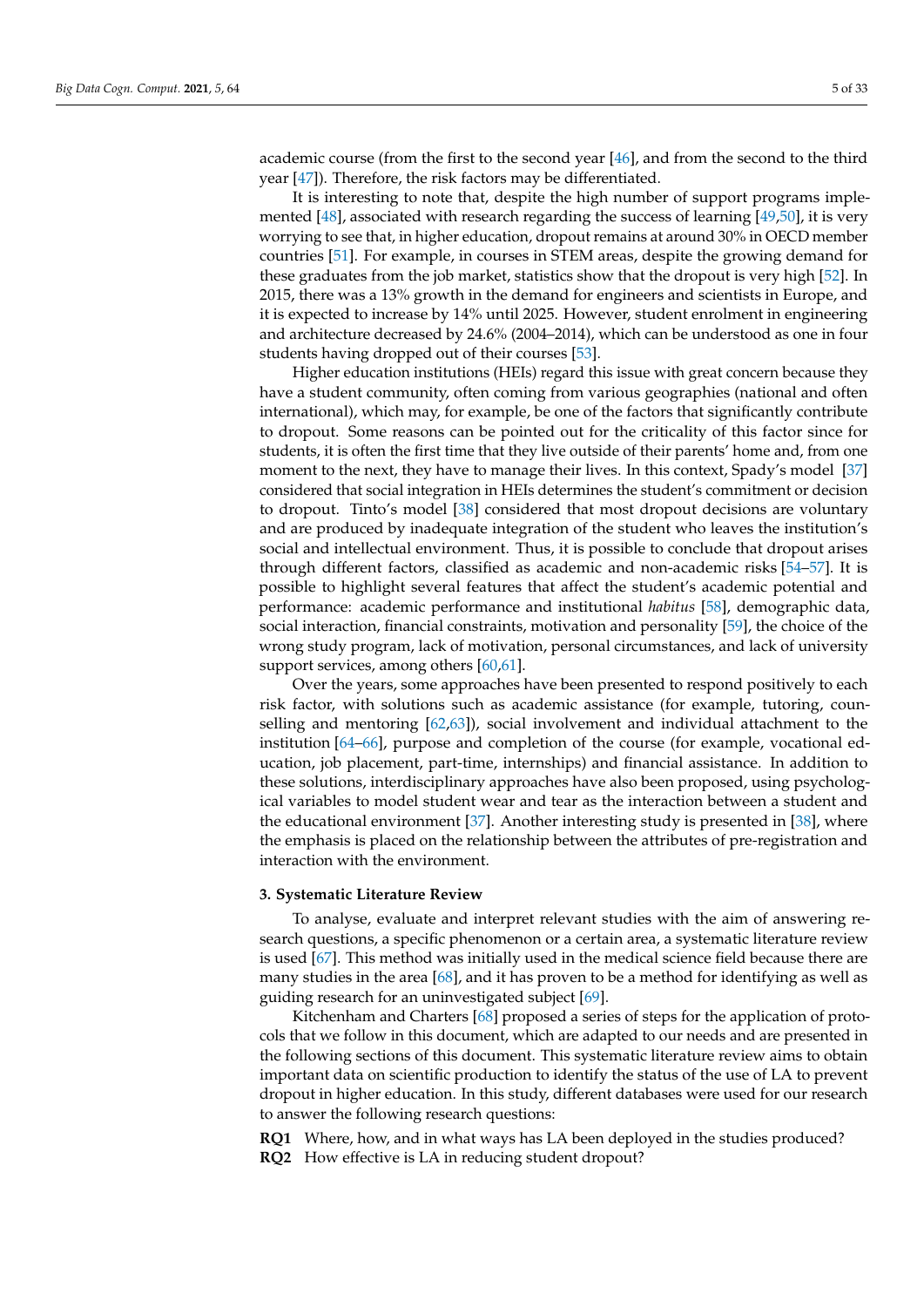academic course (from the first to the second year [46], and from the second to the third year [47]). Therefore, the risk factors may be differentiated.

It is interesting to note that, despite the high number of support programs implemented [48], associated with research regarding the success of learning [49,50], it is very worrying to see that, in higher education, dropout remains at around 30% in OECD member countries [51]. For example, in courses in STEM areas, despite the growing demand for these graduates from the job market, statistics show that the dropout is very high [52]. In 2015, there was a 13% growth in the demand for engineers and scientists in Europe, and it is expected to increase by 14% until 2025. However, student enrolment in engineering and architecture decreased by 24.6% (2004–2014), which can be understood as one in four students having dropped out of their courses [53].

Higher education institutions (HEIs) regard this issue with great concern because they have a student community, often coming from various geographies (national and often international), which may, for example, be one of the factors that significantly contribute to dropout. Some reasons can be pointed out for the criticality of this factor since for students, it is often the first time that they live outside of their parents' home and, from one moment to the next, they have to manage their lives. In this context, Spady's model [37] considered that social integration in HEIs determines the student's commitment or decision to dropout. Tinto's model [38] considered that most dropout decisions are voluntary and are produced by inadequate integration of the student who leaves the institution's social and intellectual environment. Thus, it is possible to conclude that dropout arises through different factors, classified as academic and non-academic risks [54–57]. It is possible to highlight several features that affect the student's academic potential and performance: academic performance and institutional *habitus* [58], demographic data, social interaction, financial constraints, motivation and personality [59], the choice of the wrong study program, lack of motivation, personal circumstances, and lack of university support services, among others [60,61].

Over the years, some approaches have been presented to respond positively to each risk factor, with solutions such as academic assistance (for example, tutoring, counselling and mentoring [62,63]), social involvement and individual attachment to the institution [64–66], purpose and completion of the course (for example, vocational education, job placement, part-time, internships) and financial assistance. In addition to these solutions, interdisciplinary approaches have also been proposed, using psychological variables to model student wear and tear as the interaction between a student and the educational environment [37]. Another interesting study is presented in [38], where the emphasis is placed on the relationship between the attributes of pre-registration and interaction with the environment.

## 3. Systematic Literature Review

To analyse, evaluate and interpret relevant studies with the aim of answering research questions, a specific phenomenon or a certain area, a systematic literature review is used [67]. This method was initially used in the medical science field because there are many studies in the area [68], and it has proven to be a method for identifying as well as guiding research for an uninvestigated subject [69].

Kitchenham and Charters [68] proposed a series of steps for the application of protocols that we follow in this document, which are adapted to our needs and are presented in the following sections of this document. This systematic literature review aims to obtain important data on scientific production to identify the status of the use of LA to prevent dropout in higher education. In this study, different databases were used for our research to answer the following research questions:

**RQ1** Where, how, and in what ways has LA been deployed in the studies produced?

**RQ2** How effective is LA in reducing student dropout?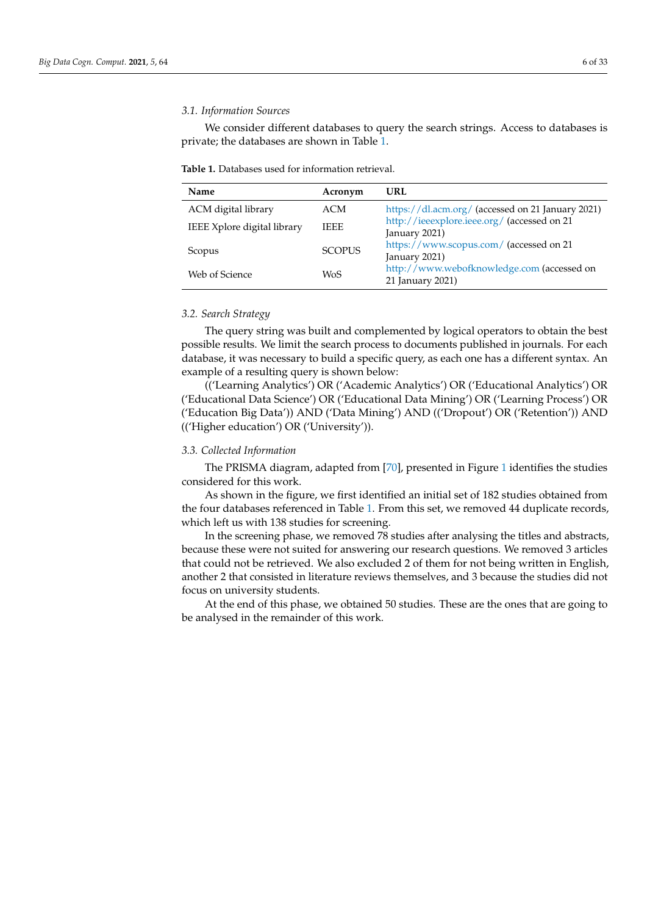### 3.1. Information Sources

We consider different databases to query the search strings. Access to databases is private; the databases are shown in Table 1.

**Table 1.** Databases used for information retrieval.

| Name | Acronym | URL |
|---|---|---|
| ACM digital library | ACM | https://dl.acm.org/ (accessed on 21 January 2021) |
| IEEE Xplore digital library | IEEE | http://ieeexplore.ieee.org/ (accessed on 21 January 2021) |
| Scopus | SCOPUS | https://www.scopus.com/ (accessed on 21 January 2021) |
| Web of Science | WoS | http://www.webofknowledge.com (accessed on 21 January 2021) |

### 3.2. Search Strategy

The query string was built and complemented by logical operators to obtain the best possible results. We limit the search process to documents published in journals. For each database, it was necessary to build a specific query, as each one has a different syntax. An example of a resulting query is shown below:

((‘Learning Analytics’) OR (‘Academic Analytics’) OR (‘Educational Analytics’) OR (‘Educational Data Science’) OR (‘Educational Data Mining’) OR (‘Learning Process’) OR (‘Education Big Data’)) AND (‘Data Mining’) AND ((‘Dropout’) OR (‘Retention’)) AND ((‘Higher education’) OR (‘University’)).

### 3.3. Collected Information

The PRISMA diagram, adapted from [70], presented in Figure 1 identifies the studies considered for this work.

As shown in the figure, we first identified an initial set of 182 studies obtained from the four databases referenced in Table 1. From this set, we removed 44 duplicate records, which left us with 138 studies for screening.

In the screening phase, we removed 78 studies after analysing the titles and abstracts, because these were not suited for answering our research questions. We removed 3 articles that could not be retrieved. We also excluded 2 of them for not being written in English, another 2 that consisted in literature reviews themselves, and 3 because the studies did not focus on university students.

At the end of this phase, we obtained 50 studies. These are the ones that are going to be analysed in the remainder of this work.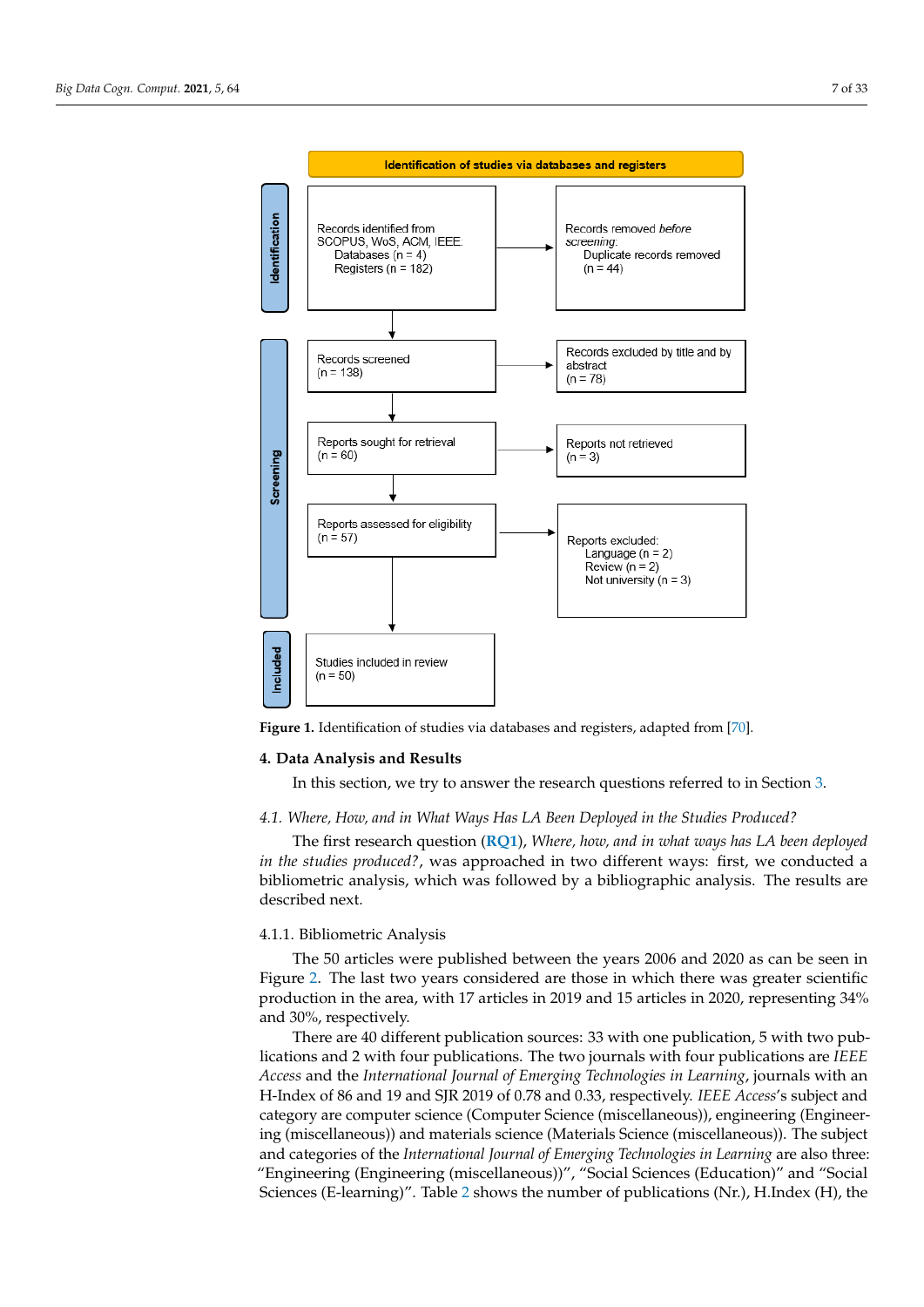Identification of studies via databases and registers

**Identification**

Records identified from SCOPUS, WoS, ACM, IEEE:
Databases (n = 4)
Registers (n = 182)

Records removed *before screening*:
Duplicate records removed (n = 44)

**Screening**

Records screened (n = 138)

Records excluded by title and by abstract (n = 78)

Reports sought for retrieval (n = 60)

Reports not retrieved (n = 3)

Reports assessed for eligibility (n = 57)

Reports excluded:
Language (n = 2)
Review (n = 2)
Not university (n = 3)

**Included**

Studies included in review (n = 50)

**Figure 1.** Identification of studies via databases and registers, adapted from [70].

## 4. Data Analysis and Results

In this section, we try to answer the research questions referred to in Section 3.

### *4.1. Where, How, and in What Ways Has LA Been Deployed in the Studies Produced?*

The first research question (**RQ1**), *Where, how, and in what ways has LA been deployed in the studies produced?*, was approached in two different ways: first, we conducted a bibliometric analysis, which was followed by a bibliographic analysis. The results are described next.

#### 4.1.1. Bibliometric Analysis

The 50 articles were published between the years 2006 and 2020 as can be seen in Figure 2. The last two years considered are those in which there was greater scientific production in the area, with 17 articles in 2019 and 15 articles in 2020, representing 34% and 30%, respectively.

There are 40 different publication sources: 33 with one publication, 5 with two publications and 2 with four publications. The two journals with four publications are *IEEE Access* and the *International Journal of Emerging Technologies in Learning*, journals with an H-Index of 86 and 19 and SJR 2019 of 0.78 and 0.33, respectively. *IEEE Access*'s subject and category are computer science (Computer Science (miscellaneous)), engineering (Engineering (miscellaneous)) and materials science (Materials Science (miscellaneous)). The subject and categories of the *International Journal of Emerging Technologies in Learning* are also three: "Engineering (Engineering (miscellaneous))", "Social Sciences (Education)" and "Social Sciences (E-learning)". Table 2 shows the number of publications (Nr.), H.Index (H), the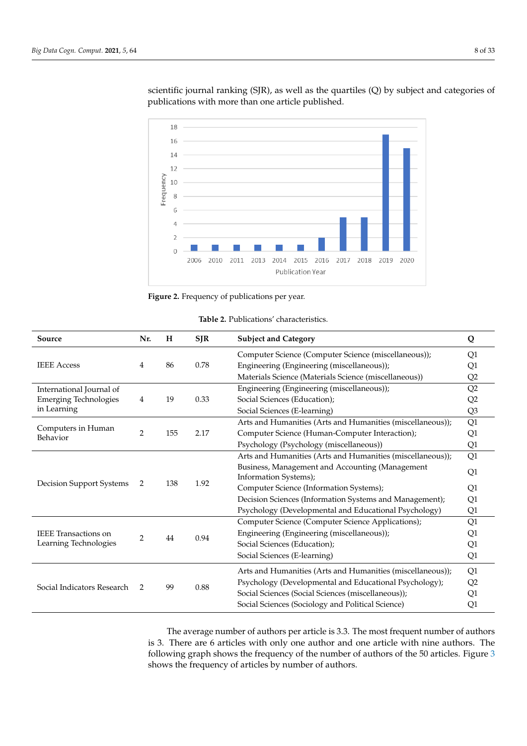scientific journal ranking (SJR), as well as the quartiles (Q) by subject and categories of publications with more than one article published.

**Figure 2.** Frequency of publications per year.

**Table 2.** Publications' characteristics.

| Source | Nr. | H | SJR | Subject and Category | Q |
|---|---|---|---|---|---|
| IEEE Access | 4 | 86 | 0.78 | Computer Science (Computer Science (miscellaneous)); | Q1 |
| | | | | Engineering (Engineering (miscellaneous)); | Q1 |
| | | | | Materials Science (Materials Science (miscellaneous)) | Q2 |
| International Journal of Emerging Technologies in Learning | 4 | 19 | 0.33 | Engineering (Engineering (miscellaneous)); | Q2 |
| | | | | Social Sciences (Education); | Q2 |
| | | | | Social Sciences (E-learning) | Q3 |
| Computers in Human Behavior | 2 | 155 | 2.17 | Arts and Humanities (Arts and Humanities (miscellaneous)); | Q1 |
| | | | | Computer Science (Human-Computer Interaction); | Q1 |
| | | | | Psychology (Psychology (miscellaneous)) | Q1 |
| Decision Support Systems | 2 | 138 | 1.92 | Arts and Humanities (Arts and Humanities (miscellaneous)); | Q1 |
| | | | | Business, Management and Accounting (Management Information Systems); | Q1 |
| | | | | Computer Science (Information Systems); | Q1 |
| | | | | Decision Sciences (Information Systems and Management); | Q1 |
| | | | | Psychology (Developmental and Educational Psychology) | Q1 |
| IEEE Transactions on Learning Technologies | 2 | 44 | 0.94 | Computer Science (Computer Science Applications); | Q1 |
| | | | | Engineering (Engineering (miscellaneous)); | Q1 |
| | | | | Social Sciences (Education); | Q1 |
| | | | | Social Sciences (E-learning) | Q1 |
| Social Indicators Research | 2 | 99 | 0.88 | Arts and Humanities (Arts and Humanities (miscellaneous)); | Q1 |
| | | | | Psychology (Developmental and Educational Psychology); | Q2 |
| | | | | Social Sciences (Social Sciences (miscellaneous)); | Q1 |
| | | | | Social Sciences (Sociology and Political Science) | Q1 |

The average number of authors per article is 3.3. The most frequent number of authors is 3. There are 6 articles with only one author and one article with nine authors. The following graph shows the frequency of the number of authors of the 50 articles. Figure 3 shows the frequency of articles by number of authors.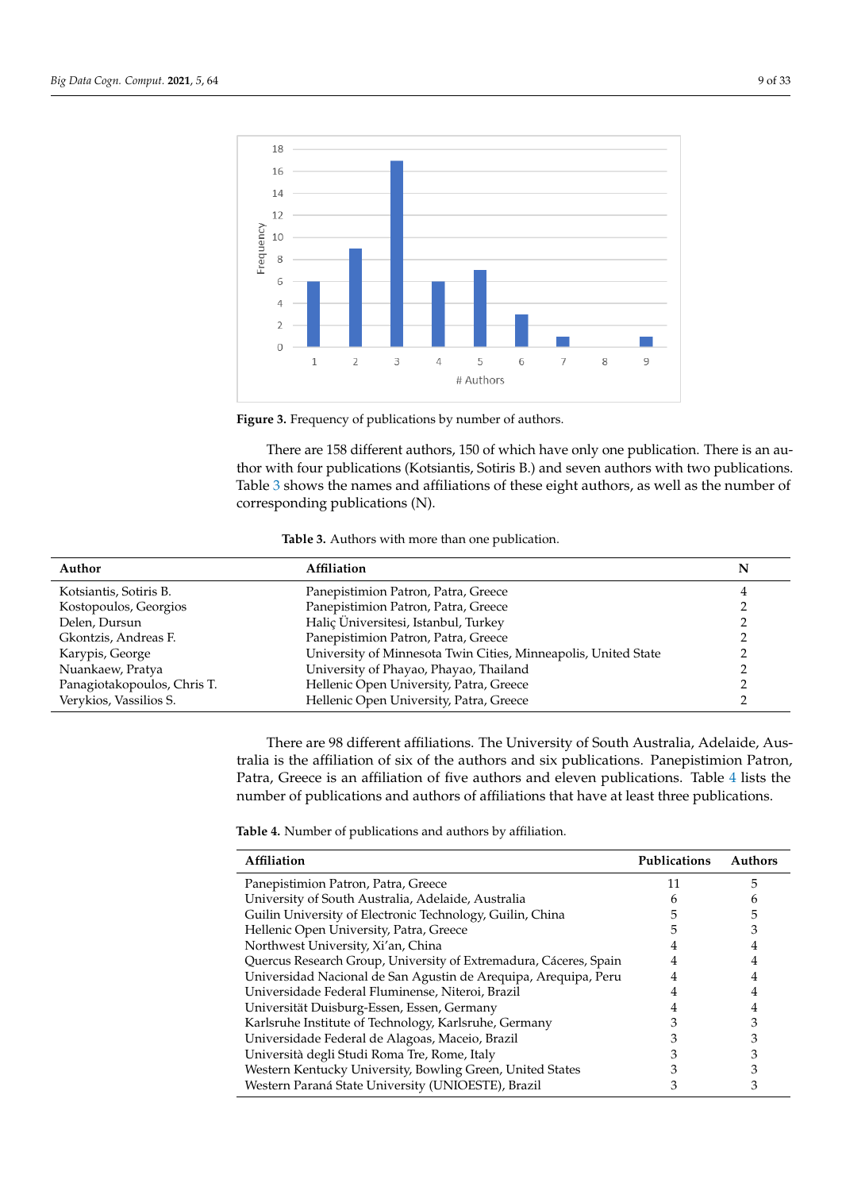**Figure 3.** Frequency of publications by number of authors.

There are 158 different authors, 150 of which have only one publication. There is an author with four publications (Kotsiantis, Sotiris B.) and seven authors with two publications. Table 3 shows the names and affiliations of these eight authors, as well as the number of corresponding publications (N).

**Table 3.** Authors with more than one publication.

| Author | Affiliation | N |
|---|---|---|
| Kotsiantis, Sotiris B. | Panepistimion Patron, Patra, Greece | 4 |
| Kostopoulos, Georgios | Panepistimion Patron, Patra, Greece | 2 |
| Delen, Dursun | Haliç Üniversitesi, Istanbul, Turkey | 2 |
| Gkontzis, Andreas F. | Panepistimion Patron, Patra, Greece | 2 |
| Karypis, George | University of Minnesota Twin Cities, Minneapolis, United State | 2 |
| Nuankaew, Pratya | University of Phayao, Phayao, Thailand | 2 |
| Panagiotakopoulos, Chris T. | Hellenic Open University, Patra, Greece | 2 |
| Verykios, Vassilios S. | Hellenic Open University, Patra, Greece | 2 |

There are 98 different affiliations. The University of South Australia, Adelaide, Australia is the affiliation of six of the authors and six publications. Panepistimion Patron, Patra, Greece is an affiliation of five authors and eleven publications. Table 4 lists the number of publications and authors of affiliations that have at least three publications.

**Table 4.** Number of publications and authors by affiliation.

| Affiliation | Publications | Authors |
|---|---|---|
| Panepistimion Patron, Patra, Greece | 11 | 5 |
| University of South Australia, Adelaide, Australia | 6 | 6 |
| Guilin University of Electronic Technology, Guilin, China | 5 | 5 |
| Hellenic Open University, Patra, Greece | 5 | 3 |
| Northwest University, Xi'an, China | 4 | 4 |
| Quercus Research Group, University of Extremadura, Cáceres, Spain | 4 | 4 |
| Universidad Nacional de San Agustin de Arequipa, Arequipa, Peru | 4 | 4 |
| Universidade Federal Fluminense, Niteroi, Brazil | 4 | 4 |
| Universität Duisburg-Essen, Essen, Germany | 4 | 4 |
| Karlsruhe Institute of Technology, Karlsruhe, Germany | 3 | 3 |
| Universidade Federal de Alagoas, Maceio, Brazil | 3 | 3 |
| Università degli Studi Roma Tre, Rome, Italy | 3 | 3 |
| Western Kentucky University, Bowling Green, United States | 3 | 3 |
| Western Paraná State University (UNIOESTE), Brazil | 3 | 3 |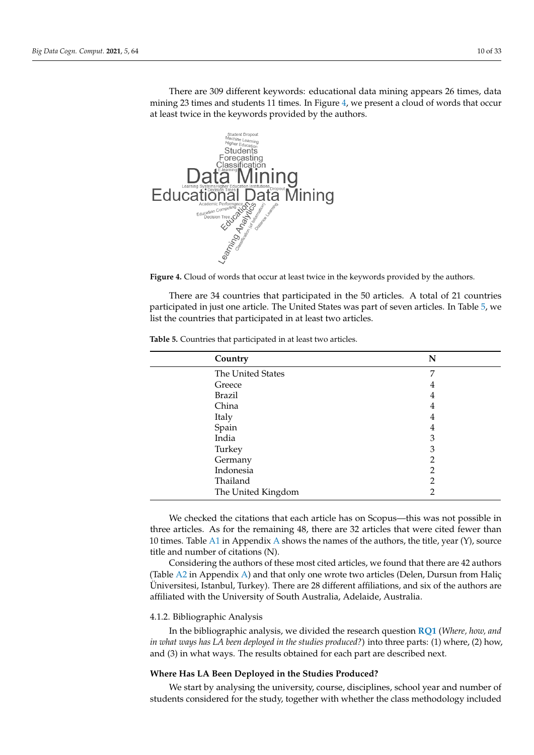There are 309 different keywords: educational data mining appears 26 times, data mining 23 times and students 11 times. In Figure 4, we present a cloud of words that occur at least twice in the keywords provided by the authors.

**Figure 4.** Cloud of words that occur at least twice in the keywords provided by the authors.

There are 34 countries that participated in the 50 articles. A total of 21 countries participated in just one article. The United States was part of seven articles. In Table 5, we list the countries that participated in at least two articles.

**Table 5.** Countries that participated in at least two articles.

| Country | N |
|---|---|
| The United States | 7 |
| Greece | 4 |
| Brazil | 4 |
| China | 4 |
| Italy | 4 |
| Spain | 4 |
| India | 3 |
| Turkey | 3 |
| Germany | 2 |
| Indonesia | 2 |
| Thailand | 2 |
| The United Kingdom | 2 |

We checked the citations that each article has on Scopus—this was not possible in three articles. As for the remaining 48, there are 32 articles that were cited fewer than 10 times. Table A1 in Appendix A shows the names of the authors, the title, year (Y), source title and number of citations (N).

Considering the authors of these most cited articles, we found that there are 42 authors (Table A2 in Appendix A) and that only one wrote two articles (Delen, Dursun from Haliç Üniversitesi, Istanbul, Turkey). There are 28 different affiliations, and six of the authors are affiliated with the University of South Australia, Adelaide, Australia.

#### 4.1.2. Bibliographic Analysis

In the bibliographic analysis, we divided the research question **RQ1** (*Where, how, and in what ways has LA been deployed in the studies produced?*) into three parts: (1) where, (2) how, and (3) in what ways. The results obtained for each part are described next.

**Where Has LA Been Deployed in the Studies Produced?**

We start by analysing the university, course, disciplines, school year and number of students considered for the study, together with whether the class methodology included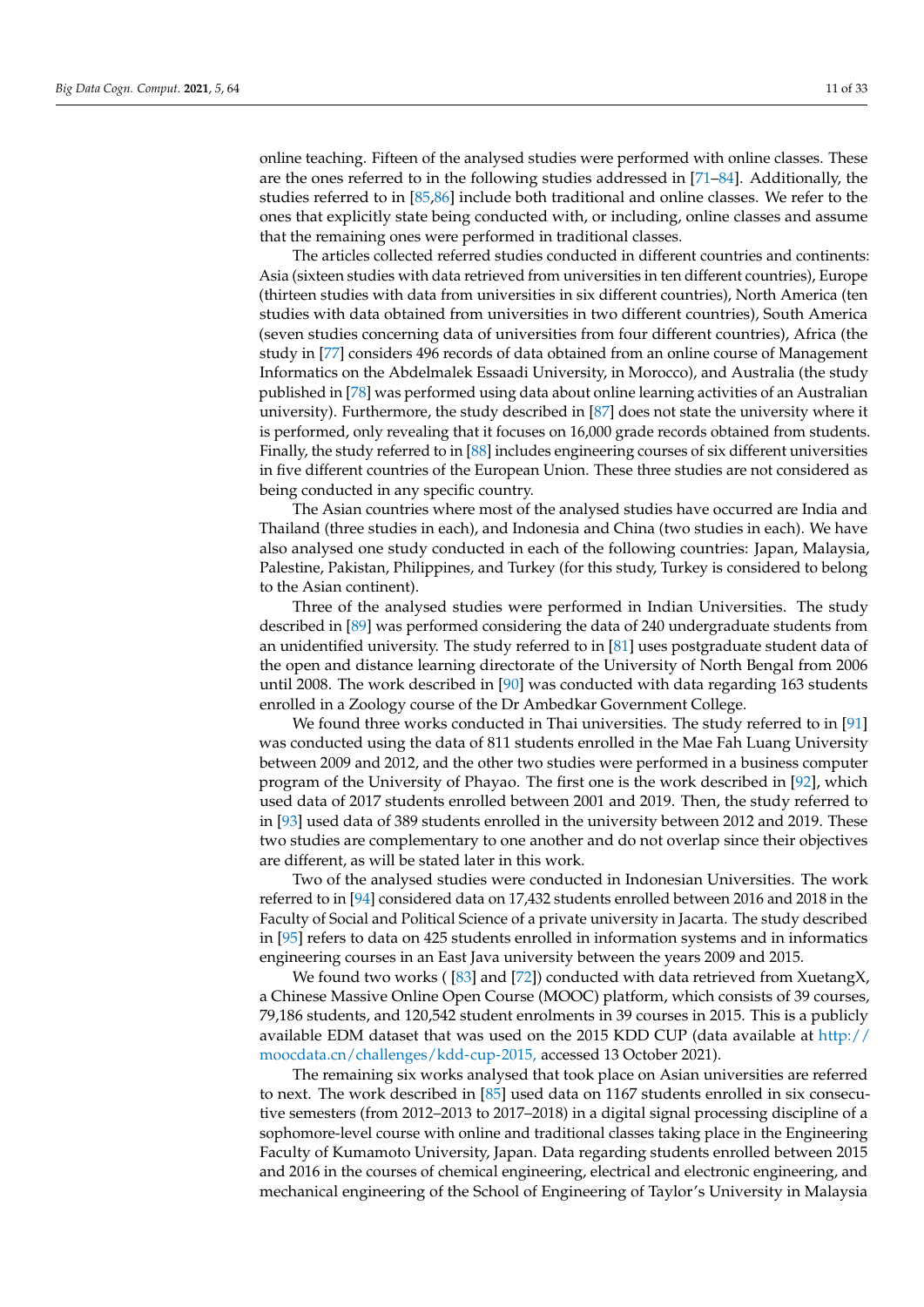online teaching. Fifteen of the analysed studies were performed with online classes. These are the ones referred to in the following studies addressed in [71–84]. Additionally, the studies referred to in [85,86] include both traditional and online classes. We refer to the ones that explicitly state being conducted with, or including, online classes and assume that the remaining ones were performed in traditional classes.

The articles collected referred studies conducted in different countries and continents: Asia (sixteen studies with data retrieved from universities in ten different countries), Europe (thirteen studies with data from universities in six different countries), North America (ten studies with data obtained from universities in two different countries), South America (seven studies concerning data of universities from four different countries), Africa (the study in [77] considers 496 records of data obtained from an online course of Management Informatics on the Abdelmalek Essaadi University, in Morocco), and Australia (the study published in [78] was performed using data about online learning activities of an Australian university). Furthermore, the study described in [87] does not state the university where it is performed, only revealing that it focuses on 16,000 grade records obtained from students. Finally, the study referred to in [88] includes engineering courses of six different universities in five different countries of the European Union. These three studies are not considered as being conducted in any specific country.

The Asian countries where most of the analysed studies have occurred are India and Thailand (three studies in each), and Indonesia and China (two studies in each). We have also analysed one study conducted in each of the following countries: Japan, Malaysia, Palestine, Pakistan, Philippines, and Turkey (for this study, Turkey is considered to belong to the Asian continent).

Three of the analysed studies were performed in Indian Universities. The study described in [89] was performed considering the data of 240 undergraduate students from an unidentified university. The study referred to in [81] uses postgraduate student data of the open and distance learning directorate of the University of North Bengal from 2006 until 2008. The work described in [90] was conducted with data regarding 163 students enrolled in a Zoology course of the Dr Ambedkar Government College.

We found three works conducted in Thai universities. The study referred to in [91] was conducted using the data of 811 students enrolled in the Mae Fah Luang University between 2009 and 2012, and the other two studies were performed in a business computer program of the University of Phayao. The first one is the work described in [92], which used data of 2017 students enrolled between 2001 and 2019. Then, the study referred to in [93] used data of 389 students enrolled in the university between 2012 and 2019. These two studies are complementary to one another and do not overlap since their objectives are different, as will be stated later in this work.

Two of the analysed studies were conducted in Indonesian Universities. The work referred to in [94] considered data on 17,432 students enrolled between 2016 and 2018 in the Faculty of Social and Political Science of a private university in Jacarta. The study described in [95] refers to data on 425 students enrolled in information systems and in informatics engineering courses in an East Java university between the years 2009 and 2015.

We found two works ( [83] and [72]) conducted with data retrieved from XuetangX, a Chinese Massive Online Open Course (MOOC) platform, which consists of 39 courses, 79,186 students, and 120,542 student enrolments in 39 courses in 2015. This is a publicly available EDM dataset that was used on the 2015 KDD CUP (data available at http://moocdata.cn/challenges/kdd-cup-2015, accessed 13 October 2021).

The remaining six works analysed that took place on Asian universities are referred to next. The work described in [85] used data on 1167 students enrolled in six consecutive semesters (from 2012–2013 to 2017–2018) in a digital signal processing discipline of a sophomore-level course with online and traditional classes taking place in the Engineering Faculty of Kumamoto University, Japan. Data regarding students enrolled between 2015 and 2016 in the courses of chemical engineering, electrical and electronic engineering, and mechanical engineering of the School of Engineering of Taylor's University in Malaysia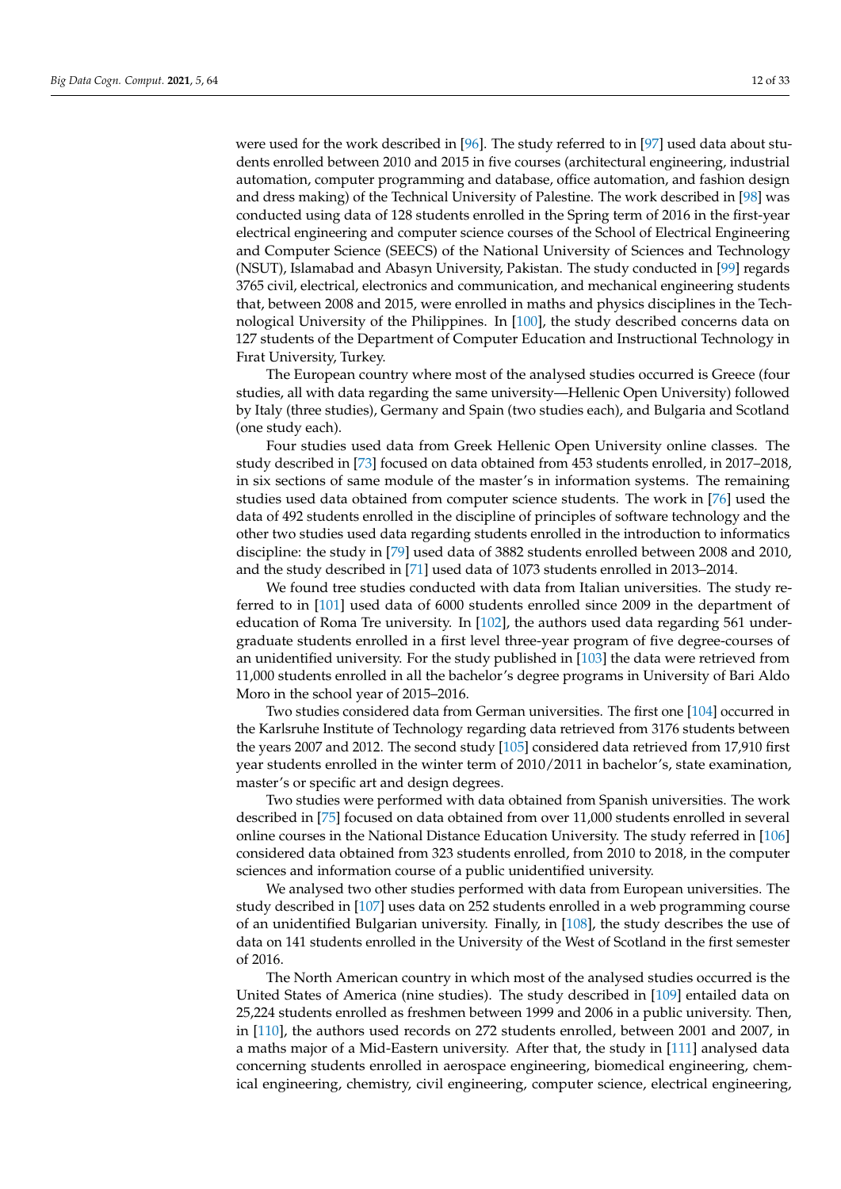were used for the work described in [96]. The study referred to in [97] used data about students enrolled between 2010 and 2015 in five courses (architectural engineering, industrial automation, computer programming and database, office automation, and fashion design and dress making) of the Technical University of Palestine. The work described in [98] was conducted using data of 128 students enrolled in the Spring term of 2016 in the first-year electrical engineering and computer science courses of the School of Electrical Engineering and Computer Science (SEECS) of the National University of Sciences and Technology (NSUT), Islamabad and Abasyn University, Pakistan. The study conducted in [99] regards 3765 civil, electrical, electronics and communication, and mechanical engineering students that, between 2008 and 2015, were enrolled in maths and physics disciplines in the Technological University of the Philippines. In [100], the study described concerns data on 127 students of the Department of Computer Education and Instructional Technology in Fırat University, Turkey.

The European country where most of the analysed studies occurred is Greece (four studies, all with data regarding the same university—Hellenic Open University) followed by Italy (three studies), Germany and Spain (two studies each), and Bulgaria and Scotland (one study each).

Four studies used data from Greek Hellenic Open University online classes. The study described in [73] focused on data obtained from 453 students enrolled, in 2017–2018, in six sections of same module of the master's in information systems. The remaining studies used data obtained from computer science students. The work in [76] used the data of 492 students enrolled in the discipline of principles of software technology and the other two studies used data regarding students enrolled in the introduction to informatics discipline: the study in [79] used data of 3882 students enrolled between 2008 and 2010, and the study described in [71] used data of 1073 students enrolled in 2013–2014.

We found tree studies conducted with data from Italian universities. The study referred to in [101] used data of 6000 students enrolled since 2009 in the department of education of Roma Tre university. In [102], the authors used data regarding 561 undergraduate students enrolled in a first level three-year program of five degree-courses of an unidentified university. For the study published in [103] the data were retrieved from 11,000 students enrolled in all the bachelor's degree programs in University of Bari Aldo Moro in the school year of 2015–2016.

Two studies considered data from German universities. The first one [104] occurred in the Karlsruhe Institute of Technology regarding data retrieved from 3176 students between the years 2007 and 2012. The second study [105] considered data retrieved from 17,910 first year students enrolled in the winter term of 2010/2011 in bachelor's, state examination, master's or specific art and design degrees.

Two studies were performed with data obtained from Spanish universities. The work described in [75] focused on data obtained from over 11,000 students enrolled in several online courses in the National Distance Education University. The study referred in [106] considered data obtained from 323 students enrolled, from 2010 to 2018, in the computer sciences and information course of a public unidentified university.

We analysed two other studies performed with data from European universities. The study described in [107] uses data on 252 students enrolled in a web programming course of an unidentified Bulgarian university. Finally, in [108], the study describes the use of data on 141 students enrolled in the University of the West of Scotland in the first semester of 2016.

The North American country in which most of the analysed studies occurred is the United States of America (nine studies). The study described in [109] entailed data on 25,224 students enrolled as freshmen between 1999 and 2006 in a public university. Then, in [110], the authors used records on 272 students enrolled, between 2001 and 2007, in a maths major of a Mid-Eastern university. After that, the study in [111] analysed data concerning students enrolled in aerospace engineering, biomedical engineering, chemical engineering, chemistry, civil engineering, computer science, electrical engineering,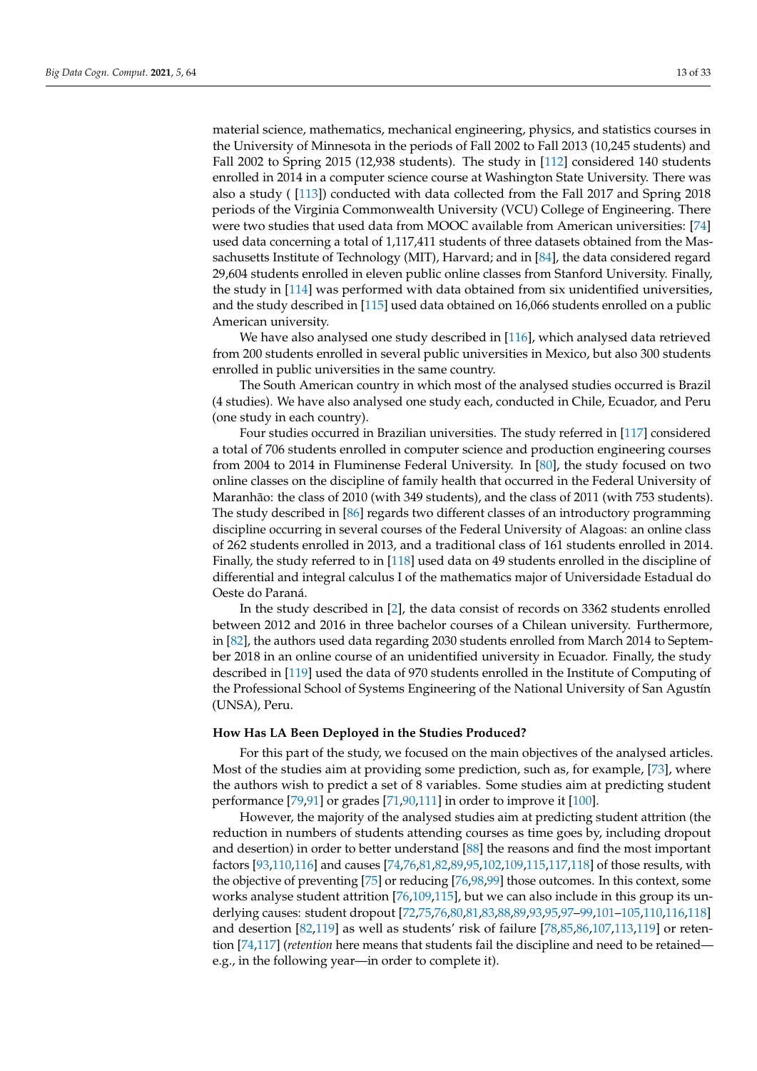material science, mathematics, mechanical engineering, physics, and statistics courses in the University of Minnesota in the periods of Fall 2002 to Fall 2013 (10,245 students) and Fall 2002 to Spring 2015 (12,938 students). The study in [112] considered 140 students enrolled in 2014 in a computer science course at Washington State University. There was also a study ( [113]) conducted with data collected from the Fall 2017 and Spring 2018 periods of the Virginia Commonwealth University (VCU) College of Engineering. There were two studies that used data from MOOC available from American universities: [74] used data concerning a total of 1,117,411 students of three datasets obtained from the Massachusetts Institute of Technology (MIT), Harvard; and in [84], the data considered regard 29,604 students enrolled in eleven public online classes from Stanford University. Finally, the study in [114] was performed with data obtained from six unidentified universities, and the study described in [115] used data obtained on 16,066 students enrolled on a public American university.

We have also analysed one study described in [116], which analysed data retrieved from 200 students enrolled in several public universities in Mexico, but also 300 students enrolled in public universities in the same country.

The South American country in which most of the analysed studies occurred is Brazil (4 studies). We have also analysed one study each, conducted in Chile, Ecuador, and Peru (one study in each country).

Four studies occurred in Brazilian universities. The study referred in [117] considered a total of 706 students enrolled in computer science and production engineering courses from 2004 to 2014 in Fluminense Federal University. In [80], the study focused on two online classes on the discipline of family health that occurred in the Federal University of Maranhão: the class of 2010 (with 349 students), and the class of 2011 (with 753 students). The study described in [86] regards two different classes of an introductory programming discipline occurring in several courses of the Federal University of Alagoas: an online class of 262 students enrolled in 2013, and a traditional class of 161 students enrolled in 2014. Finally, the study referred to in [118] used data on 49 students enrolled in the discipline of differential and integral calculus I of the mathematics major of Universidade Estadual do Oeste do Paraná.

In the study described in [2], the data consist of records on 3362 students enrolled between 2012 and 2016 in three bachelor courses of a Chilean university. Furthermore, in [82], the authors used data regarding 2030 students enrolled from March 2014 to September 2018 in an online course of an unidentified university in Ecuador. Finally, the study described in [119] used the data of 970 students enrolled in the Institute of Computing of the Professional School of Systems Engineering of the National University of San Agustín (UNSA), Peru.

**How Has LA Been Deployed in the Studies Produced?**

For this part of the study, we focused on the main objectives of the analysed articles. Most of the studies aim at providing some prediction, such as, for example, [73], where the authors wish to predict a set of 8 variables. Some studies aim at predicting student performance [79,91] or grades [71,90,111] in order to improve it [100].

However, the majority of the analysed studies aim at predicting student attrition (the reduction in numbers of students attending courses as time goes by, including dropout and desertion) in order to better understand [88] the reasons and find the most important factors [93,110,116] and causes [74,76,81,82,89,95,102,109,115,117,118] of those results, with the objective of preventing [75] or reducing [76,98,99] those outcomes. In this context, some works analyse student attrition [76,109,115], but we can also include in this group its underlying causes: student dropout [72,75,76,80,81,83,88,89,93,95,97–99,101–105,110,116,118] and desertion [82,119] as well as students' risk of failure [78,85,86,107,113,119] or retention [74,117] (*retention* here means that students fail the discipline and need to be retained—e.g., in the following year—in order to complete it).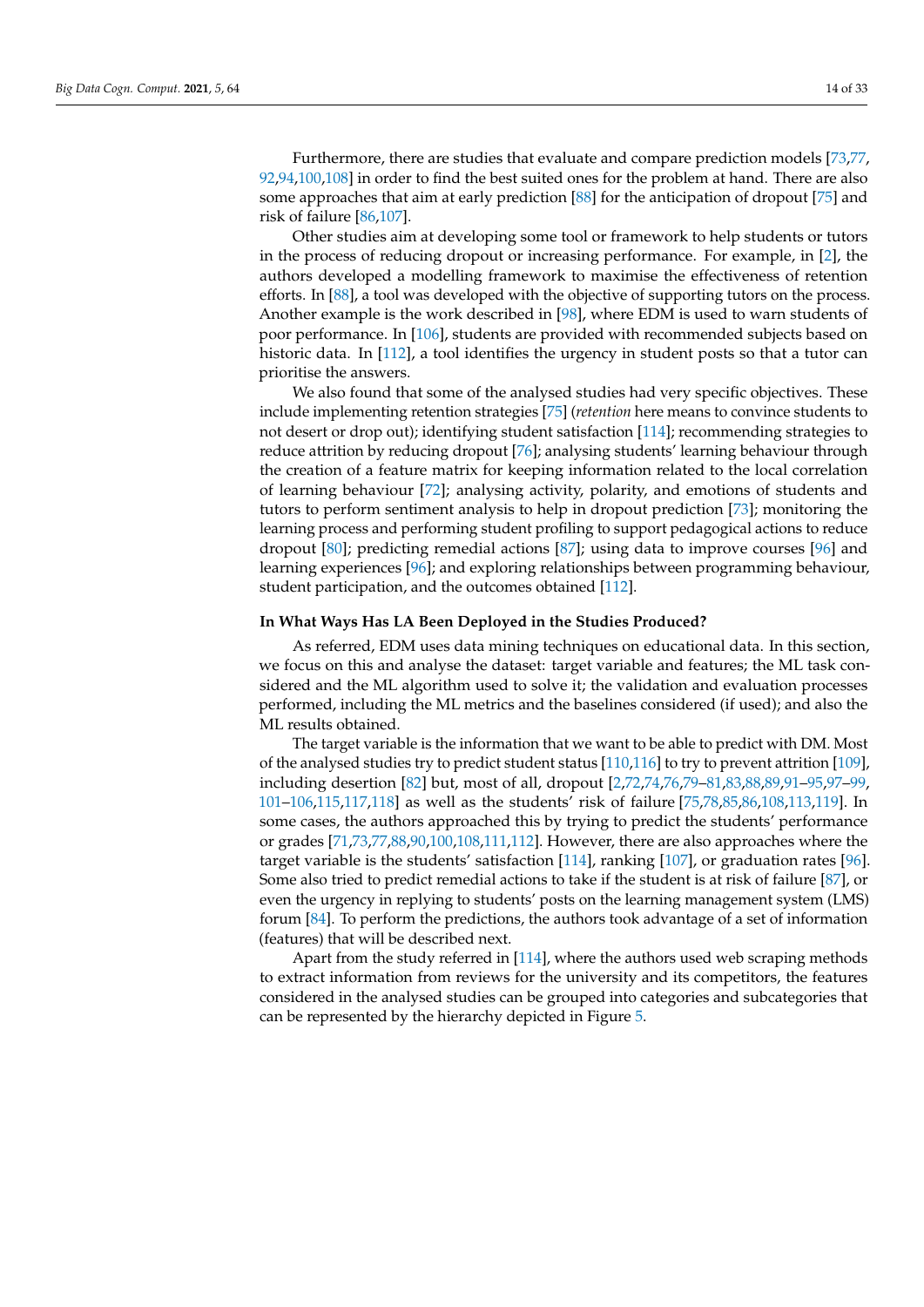Furthermore, there are studies that evaluate and compare prediction models [73,77,92,94,100,108] in order to find the best suited ones for the problem at hand. There are also some approaches that aim at early prediction [88] for the anticipation of dropout [75] and risk of failure [86,107].

Other studies aim at developing some tool or framework to help students or tutors in the process of reducing dropout or increasing performance. For example, in [2], the authors developed a modelling framework to maximise the effectiveness of retention efforts. In [88], a tool was developed with the objective of supporting tutors on the process. Another example is the work described in [98], where EDM is used to warn students of poor performance. In [106], students are provided with recommended subjects based on historic data. In [112], a tool identifies the urgency in student posts so that a tutor can prioritise the answers.

We also found that some of the analysed studies had very specific objectives. These include implementing retention strategies [75] (*retention* here means to convince students to not desert or drop out); identifying student satisfaction [114]; recommending strategies to reduce attrition by reducing dropout [76]; analysing students' learning behaviour through the creation of a feature matrix for keeping information related to the local correlation of learning behaviour [72]; analysing activity, polarity, and emotions of students and tutors to perform sentiment analysis to help in dropout prediction [73]; monitoring the learning process and performing student profiling to support pedagogical actions to reduce dropout [80]; predicting remedial actions [87]; using data to improve courses [96] and learning experiences [96]; and exploring relationships between programming behaviour, student participation, and the outcomes obtained [112].

**In What Ways Has LA Been Deployed in the Studies Produced?**

As referred, EDM uses data mining techniques on educational data. In this section, we focus on this and analyse the dataset: target variable and features; the ML task considered and the ML algorithm used to solve it; the validation and evaluation processes performed, including the ML metrics and the baselines considered (if used); and also the ML results obtained.

The target variable is the information that we want to be able to predict with DM. Most of the analysed studies try to predict student status [110,116] to try to prevent attrition [109], including desertion [82] but, most of all, dropout [2,72,74,76,79–81,83,88,89,91–95,97–99,101–106,115,117,118] as well as the students' risk of failure [75,78,85,86,108,113,119]. In some cases, the authors approached this by trying to predict the students' performance or grades [71,73,77,88,90,100,108,111,112]. However, there are also approaches where the target variable is the students' satisfaction [114], ranking [107], or graduation rates [96]. Some also tried to predict remedial actions to take if the student is at risk of failure [87], or even the urgency in replying to students' posts on the learning management system (LMS) forum [84]. To perform the predictions, the authors took advantage of a set of information (features) that will be described next.

Apart from the study referred in [114], where the authors used web scraping methods to extract information from reviews for the university and its competitors, the features considered in the analysed studies can be grouped into categories and subcategories that can be represented by the hierarchy depicted in Figure 5.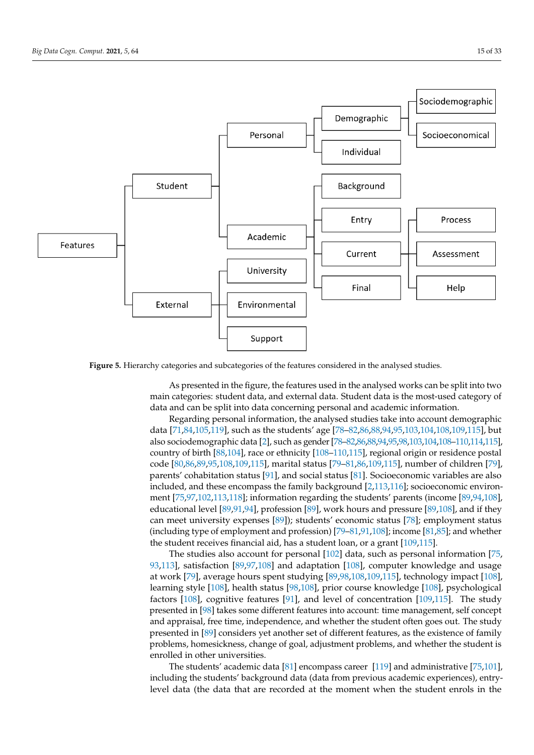**Figure 5.** Hierarchy categories and subcategories of the features considered in the analysed studies.

As presented in the figure, the features used in the analysed works can be split into two main categories: student data, and external data. Student data is the most-used category of data and can be split into data concerning personal and academic information.

Regarding personal information, the analysed studies take into account demographic data [71,84,105,119], such as the students' age [78–82,86,88,94,95,103,104,108,109,115], but also sociodemographic data [2], such as gender [78–82,86,88,94,95,98,103,104,108–110,114,115], country of birth [88,104], race or ethnicity [108–110,115], regional origin or residence postal code [80,86,89,95,108,109,115], marital status [79–81,86,109,115], number of children [79], parents' cohabitation status [91], and social status [81]. Socioeconomic variables are also included, and these encompass the family background [2,113,116]; socioeconomic environment [75,97,102,113,118]; information regarding the students' parents (income [89,94,108], educational level [89,91,94], profession [89], work hours and pressure [89,108], and if they can meet university expenses [89]); students' economic status [78]; employment status (including type of employment and profession) [79–81,91,108]; income [81,85]; and whether the student receives financial aid, has a student loan, or a grant [109,115].

The studies also account for personal [102] data, such as personal information [75,93,113], satisfaction [89,97,108] and adaptation [108], computer knowledge and usage at work [79], average hours spent studying [89,98,108,109,115], technology impact [108], learning style [108], health status [98,108], prior course knowledge [108], psychological factors [108], cognitive features [91], and level of concentration [109,115]. The study presented in [98] takes some different features into account: time management, self concept and appraisal, free time, independence, and whether the student often goes out. The study presented in [89] considers yet another set of different features, as the existence of family problems, homesickness, change of goal, adjustment problems, and whether the student is enrolled in other universities.

The students' academic data [81] encompass career [119] and administrative [75,101], including the students' background data (data from previous academic experiences), entry-level data (the data that are recorded at the moment when the student enrols in the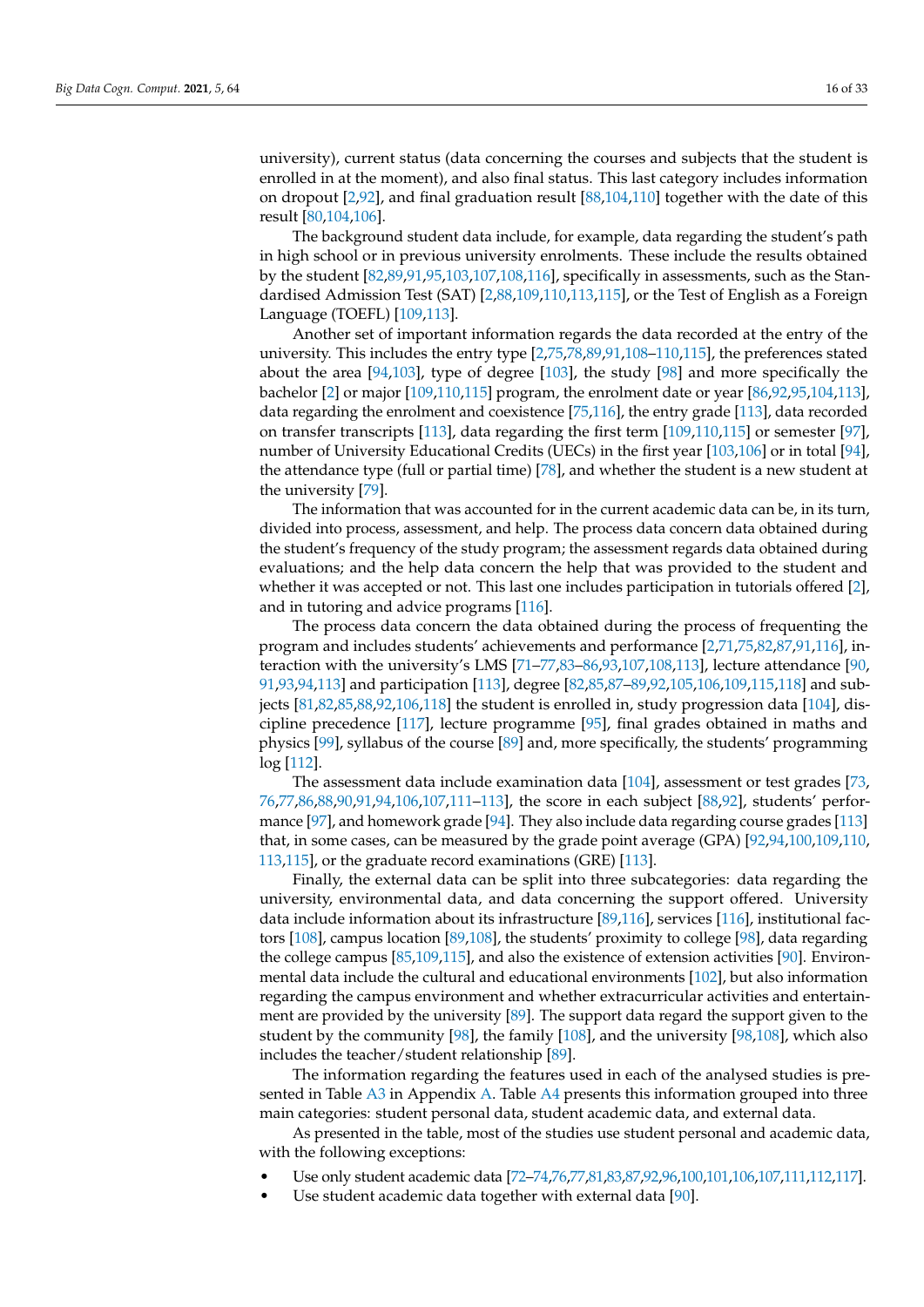university), current status (data concerning the courses and subjects that the student is enrolled in at the moment), and also final status. This last category includes information on dropout [2,92], and final graduation result [88,104,110] together with the date of this result [80,104,106].

The background student data include, for example, data regarding the student's path in high school or in previous university enrolments. These include the results obtained by the student [82,89,91,95,103,107,108,116], specifically in assessments, such as the Standardised Admission Test (SAT) [2,88,109,110,113,115], or the Test of English as a Foreign Language (TOEFL) [109,113].

Another set of important information regards the data recorded at the entry of the university. This includes the entry type [2,75,78,89,91,108–110,115], the preferences stated about the area [94,103], type of degree [103], the study [98] and more specifically the bachelor [2] or major [109,110,115] program, the enrolment date or year [86,92,95,104,113], data regarding the enrolment and coexistence [75,116], the entry grade [113], data recorded on transfer transcripts [113], data regarding the first term [109,110,115] or semester [97], number of University Educational Credits (UECs) in the first year [103,106] or in total [94], the attendance type (full or partial time) [78], and whether the student is a new student at the university [79].

The information that was accounted for in the current academic data can be, in its turn, divided into process, assessment, and help. The process data concern data obtained during the student's frequency of the study program; the assessment regards data obtained during evaluations; and the help data concern the help that was provided to the student and whether it was accepted or not. This last one includes participation in tutorials offered [2], and in tutoring and advice programs [116].

The process data concern the data obtained during the process of frequenting the program and includes students' achievements and performance [2,71,75,82,87,91,116], interaction with the university's LMS [71–77,83–86,93,107,108,113], lecture attendance [90,91,93,94,113] and participation [113], degree [82,85,87–89,92,105,106,109,115,118] and subjects [81,82,85,88,92,106,118] the student is enrolled in, study progression data [104], discipline precedence [117], lecture programme [95], final grades obtained in maths and physics [99], syllabus of the course [89] and, more specifically, the students' programming log [112].

The assessment data include examination data [104], assessment or test grades [73,76,77,86,88,90,91,94,106,107,111–113], the score in each subject [88,92], students' performance [97], and homework grade [94]. They also include data regarding course grades [113] that, in some cases, can be measured by the grade point average (GPA) [92,94,100,109,110,113,115], or the graduate record examinations (GRE) [113].

Finally, the external data can be split into three subcategories: data regarding the university, environmental data, and data concerning the support offered. University data include information about its infrastructure [89,116], services [116], institutional factors [108], campus location [89,108], the students' proximity to college [98], data regarding the college campus [85,109,115], and also the existence of extension activities [90]. Environmental data include the cultural and educational environments [102], but also information regarding the campus environment and whether extracurricular activities and entertainment are provided by the university [89]. The support data regard the support given to the student by the community [98], the family [108], and the university [98,108], which also includes the teacher/student relationship [89].

The information regarding the features used in each of the analysed studies is presented in Table A3 in Appendix A. Table A4 presents this information grouped into three main categories: student personal data, student academic data, and external data.

As presented in the table, most of the studies use student personal and academic data, with the following exceptions:

- Use only student academic data [72–74,76,77,81,83,87,92,96,100,101,106,107,111,112,117].
- Use student academic data together with external data [90].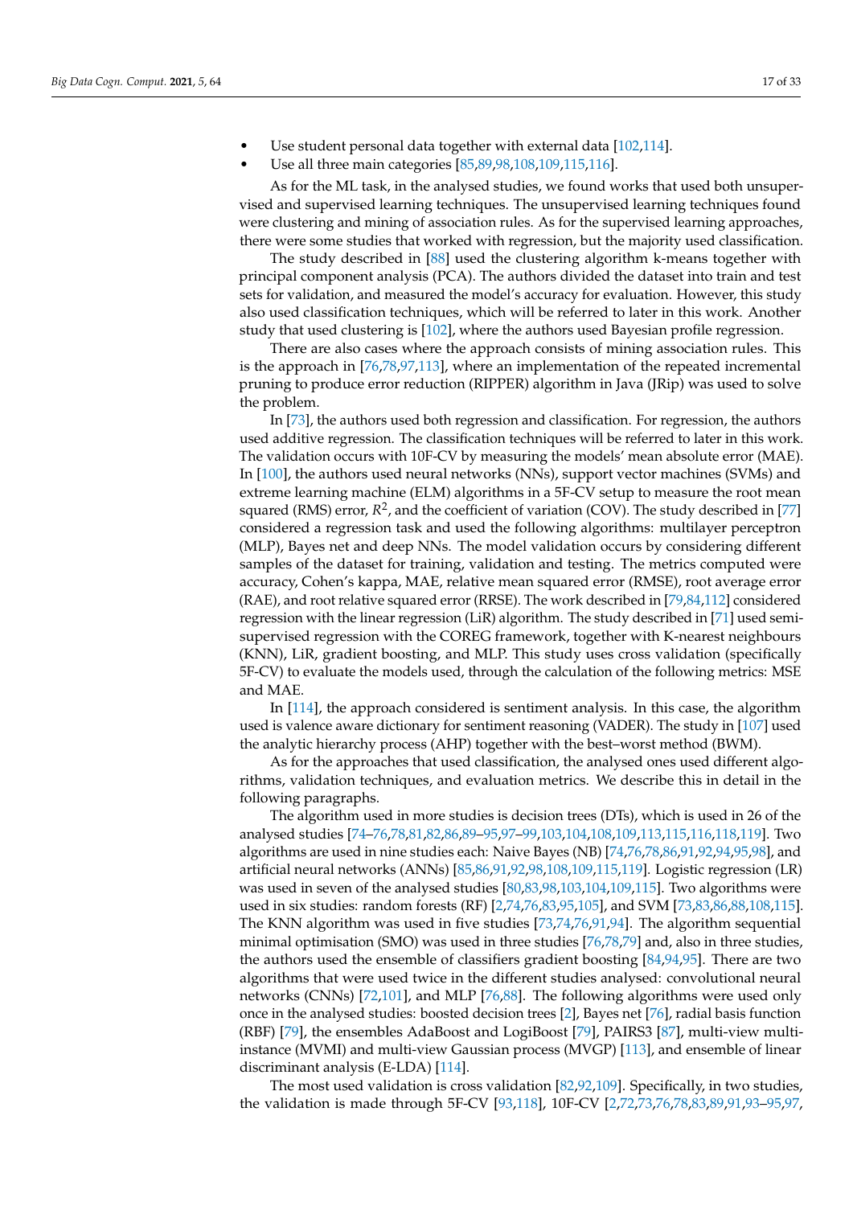- Use student personal data together with external data [102,114].
- Use all three main categories [85,89,98,108,109,115,116].

As for the ML task, in the analysed studies, we found works that used both unsupervised and supervised learning techniques. The unsupervised learning techniques found were clustering and mining of association rules. As for the supervised learning approaches, there were some studies that worked with regression, but the majority used classification.

The study described in [88] used the clustering algorithm k-means together with principal component analysis (PCA). The authors divided the dataset into train and test sets for validation, and measured the model's accuracy for evaluation. However, this study also used classification techniques, which will be referred to later in this work. Another study that used clustering is [102], where the authors used Bayesian profile regression.

There are also cases where the approach consists of mining association rules. This is the approach in [76,78,97,113], where an implementation of the repeated incremental pruning to produce error reduction (RIPPER) algorithm in Java (JRip) was used to solve the problem.

In [73], the authors used both regression and classification. For regression, the authors used additive regression. The classification techniques will be referred to later in this work. The validation occurs with 10F-CV by measuring the models' mean absolute error (MAE). In [100], the authors used neural networks (NNs), support vector machines (SVMs) and extreme learning machine (ELM) algorithms in a 5F-CV setup to measure the root mean squared (RMS) error, $R^2$, and the coefficient of variation (COV). The study described in [77] considered a regression task and used the following algorithms: multilayer perceptron (MLP), Bayes net and deep NNs. The model validation occurs by considering different samples of the dataset for training, validation and testing. The metrics computed were accuracy, Cohen's kappa, MAE, relative mean squared error (RMSE), root average error (RAE), and root relative squared error (RRSE). The work described in [79,84,112] considered regression with the linear regression (LiR) algorithm. The study described in [71] used semi-supervised regression with the COREG framework, together with K-nearest neighbours (KNN), LiR, gradient boosting, and MLP. This study uses cross validation (specifically 5F-CV) to evaluate the models used, through the calculation of the following metrics: MSE and MAE.

In [114], the approach considered is sentiment analysis. In this case, the algorithm used is valence aware dictionary for sentiment reasoning (VADER). The study in [107] used the analytic hierarchy process (AHP) together with the best–worst method (BWM).

As for the approaches that used classification, the analysed ones used different algorithms, validation techniques, and evaluation metrics. We describe this in detail in the following paragraphs.

The algorithm used in more studies is decision trees (DTs), which is used in 26 of the analysed studies [74–76,78,81,82,86,89–95,97–99,103,104,108,109,113,115,116,118,119]. Two algorithms are used in nine studies each: Naive Bayes (NB) [74,76,78,86,91,92,94,95,98], and artificial neural networks (ANNs) [85,86,91,92,98,108,109,115,119]. Logistic regression (LR) was used in seven of the analysed studies [80,83,98,103,104,109,115]. Two algorithms were used in six studies: random forests (RF) [2,74,76,83,95,105], and SVM [73,83,86,88,108,115]. The KNN algorithm was used in five studies [73,74,76,91,94]. The algorithm sequential minimal optimisation (SMO) was used in three studies [76,78,79] and, also in three studies, the authors used the ensemble of classifiers gradient boosting [84,94,95]. There are two algorithms that were used twice in the different studies analysed: convolutional neural networks (CNNs) [72,101], and MLP [76,88]. The following algorithms were used only once in the analysed studies: boosted decision trees [2], Bayes net [76], radial basis function (RBF) [79], the ensembles AdaBoost and LogiBoost [79], PAIRS3 [87], multi-view multi-instance (MVMI) and multi-view Gaussian process (MVGP) [113], and ensemble of linear discriminant analysis (E-LDA) [114].

The most used validation is cross validation [82,92,109]. Specifically, in two studies, the validation is made through 5F-CV [93,118], 10F-CV [2,72,73,76,78,83,89,91,93–95,97,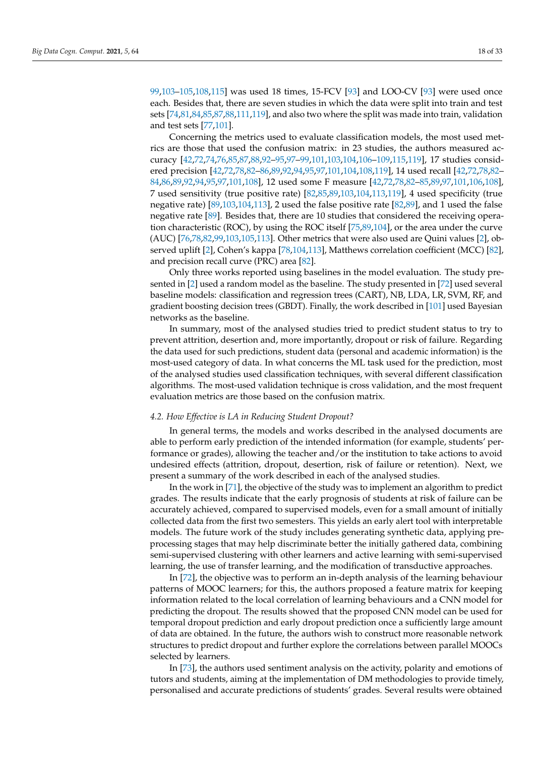99,103–105,108,115] was used 18 times, 15-FCV [93] and LOO-CV [93] were used once each. Besides that, there are seven studies in which the data were split into train and test sets [74,81,84,85,87,88,111,119], and also two where the split was made into train, validation and test sets [77,101].

Concerning the metrics used to evaluate classification models, the most used metrics are those that used the confusion matrix: in 23 studies, the authors measured accuracy [42,72,74,76,85,87,88,92–95,97–99,101,103,104,106–109,115,119], 17 studies considered precision [42,72,78,82–86,89,92,94,95,97,101,104,108,119], 14 used recall [42,72,78,82–84,86,89,92,94,95,97,101,108], 12 used some F measure [42,72,78,82–85,89,97,101,106,108], 7 used sensitivity (true positive rate) [82,85,89,103,104,113,119], 4 used specificity (true negative rate) [89,103,104,113], 2 used the false positive rate [82,89], and 1 used the false negative rate [89]. Besides that, there are 10 studies that considered the receiving operation characteristic (ROC), by using the ROC itself [75,89,104], or the area under the curve (AUC) [76,78,82,99,103,105,113]. Other metrics that were also used are Quini values [2], observed uplift [2], Cohen's kappa [78,104,113], Matthews correlation coefficient (MCC) [82], and precision recall curve (PRC) area [82].

Only three works reported using baselines in the model evaluation. The study presented in [2] used a random model as the baseline. The study presented in [72] used several baseline models: classification and regression trees (CART), NB, LDA, LR, SVM, RF, and gradient boosting decision trees (GBDT). Finally, the work described in [101] used Bayesian networks as the baseline.

In summary, most of the analysed studies tried to predict student status to try to prevent attrition, desertion and, more importantly, dropout or risk of failure. Regarding the data used for such predictions, student data (personal and academic information) is the most-used category of data. In what concerns the ML task used for the prediction, most of the analysed studies used classification techniques, with several different classification algorithms. The most-used validation technique is cross validation, and the most frequent evaluation metrics are those based on the confusion matrix.

### *4.2. How Effective is LA in Reducing Student Dropout?*

In general terms, the models and works described in the analysed documents are able to perform early prediction of the intended information (for example, students' performance or grades), allowing the teacher and/or the institution to take actions to avoid undesired effects (attrition, dropout, desertion, risk of failure or retention). Next, we present a summary of the work described in each of the analysed studies.

In the work in [71], the objective of the study was to implement an algorithm to predict grades. The results indicate that the early prognosis of students at risk of failure can be accurately achieved, compared to supervised models, even for a small amount of initially collected data from the first two semesters. This yields an early alert tool with interpretable models. The future work of the study includes generating synthetic data, applying preprocessing stages that may help discriminate better the initially gathered data, combining semi-supervised clustering with other learners and active learning with semi-supervised learning, the use of transfer learning, and the modification of transductive approaches.

In [72], the objective was to perform an in-depth analysis of the learning behaviour patterns of MOOC learners; for this, the authors proposed a feature matrix for keeping information related to the local correlation of learning behaviours and a CNN model for predicting the dropout. The results showed that the proposed CNN model can be used for temporal dropout prediction and early dropout prediction once a sufficiently large amount of data are obtained. In the future, the authors wish to construct more reasonable network structures to predict dropout and further explore the correlations between parallel MOOCs selected by learners.

In [73], the authors used sentiment analysis on the activity, polarity and emotions of tutors and students, aiming at the implementation of DM methodologies to provide timely, personalised and accurate predictions of students' grades. Several results were obtained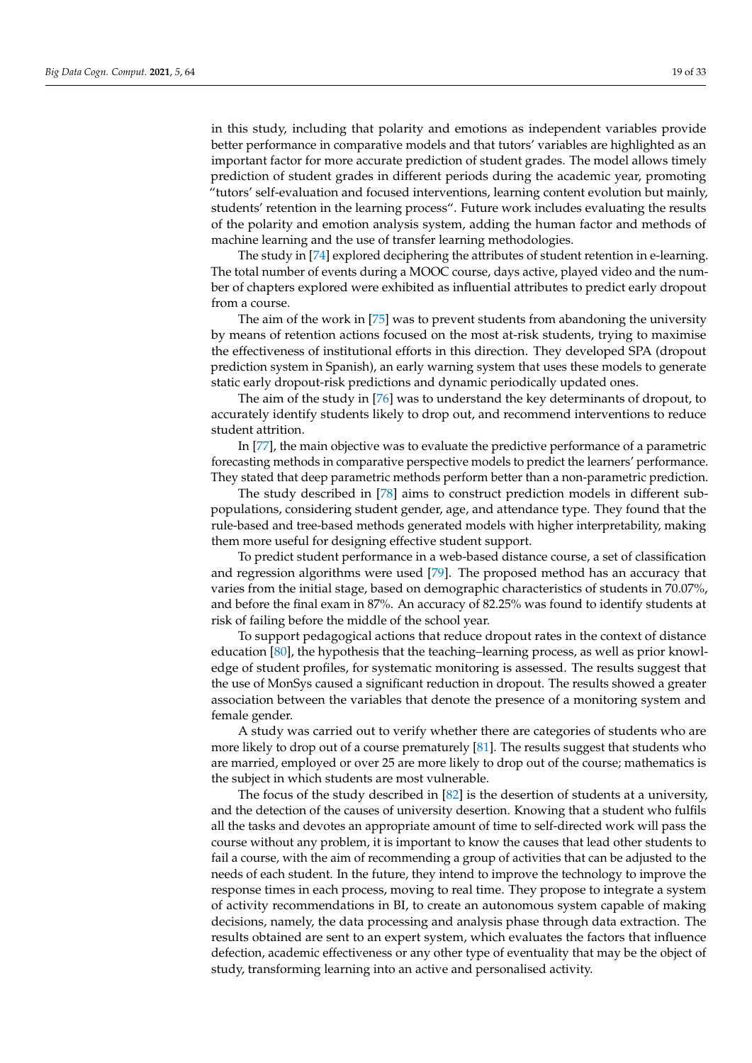in this study, including that polarity and emotions as independent variables provide better performance in comparative models and that tutors' variables are highlighted as an important factor for more accurate prediction of student grades. The model allows timely prediction of student grades in different periods during the academic year, promoting "tutors' self-evaluation and focused interventions, learning content evolution but mainly, students' retention in the learning process". Future work includes evaluating the results of the polarity and emotion analysis system, adding the human factor and methods of machine learning and the use of transfer learning methodologies.

The study in [74] explored deciphering the attributes of student retention in e-learning. The total number of events during a MOOC course, days active, played video and the number of chapters explored were exhibited as influential attributes to predict early dropout from a course.

The aim of the work in [75] was to prevent students from abandoning the university by means of retention actions focused on the most at-risk students, trying to maximise the effectiveness of institutional efforts in this direction. They developed SPA (dropout prediction system in Spanish), an early warning system that uses these models to generate static early dropout-risk predictions and dynamic periodically updated ones.

The aim of the study in [76] was to understand the key determinants of dropout, to accurately identify students likely to drop out, and recommend interventions to reduce student attrition.

In [77], the main objective was to evaluate the predictive performance of a parametric forecasting methods in comparative perspective models to predict the learners' performance. They stated that deep parametric methods perform better than a non-parametric prediction.

The study described in [78] aims to construct prediction models in different subpopulations, considering student gender, age, and attendance type. They found that the rule-based and tree-based methods generated models with higher interpretability, making them more useful for designing effective student support.

To predict student performance in a web-based distance course, a set of classification and regression algorithms were used [79]. The proposed method has an accuracy that varies from the initial stage, based on demographic characteristics of students in 70.07%, and before the final exam in 87%. An accuracy of 82.25% was found to identify students at risk of failing before the middle of the school year.

To support pedagogical actions that reduce dropout rates in the context of distance education [80], the hypothesis that the teaching–learning process, as well as prior knowledge of student profiles, for systematic monitoring is assessed. The results suggest that the use of MonSys caused a significant reduction in dropout. The results showed a greater association between the variables that denote the presence of a monitoring system and female gender.

A study was carried out to verify whether there are categories of students who are more likely to drop out of a course prematurely [81]. The results suggest that students who are married, employed or over 25 are more likely to drop out of the course; mathematics is the subject in which students are most vulnerable.

The focus of the study described in [82] is the desertion of students at a university, and the detection of the causes of university desertion. Knowing that a student who fulfils all the tasks and devotes an appropriate amount of time to self-directed work will pass the course without any problem, it is important to know the causes that lead other students to fail a course, with the aim of recommending a group of activities that can be adjusted to the needs of each student. In the future, they intend to improve the technology to improve the response times in each process, moving to real time. They propose to integrate a system of activity recommendations in BI, to create an autonomous system capable of making decisions, namely, the data processing and analysis phase through data extraction. The results obtained are sent to an expert system, which evaluates the factors that influence defection, academic effectiveness or any other type of eventuality that may be the object of study, transforming learning into an active and personalised activity.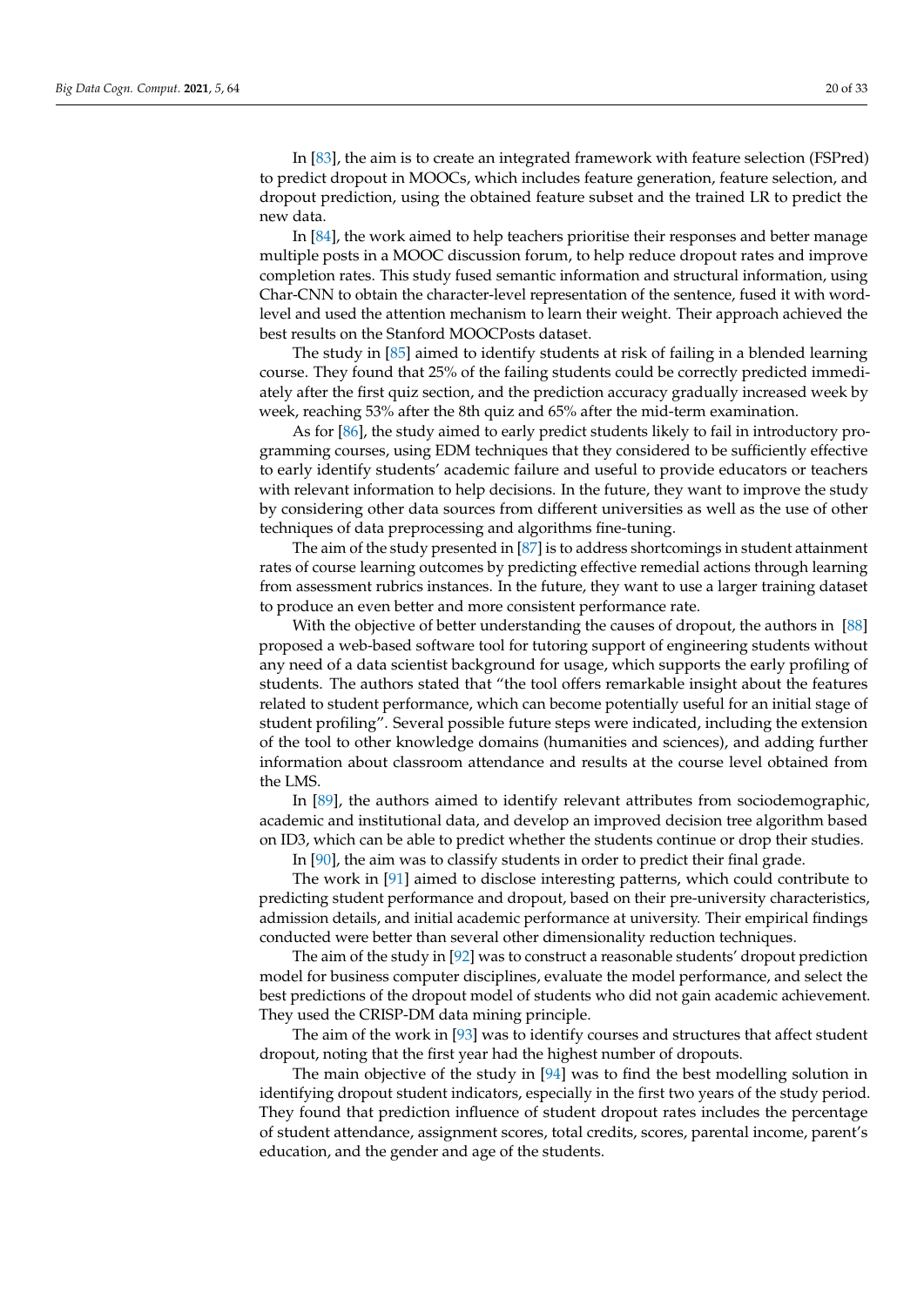In [83], the aim is to create an integrated framework with feature selection (FSPred) to predict dropout in MOOCs, which includes feature generation, feature selection, and dropout prediction, using the obtained feature subset and the trained LR to predict the new data.

In [84], the work aimed to help teachers prioritise their responses and better manage multiple posts in a MOOC discussion forum, to help reduce dropout rates and improve completion rates. This study fused semantic information and structural information, using Char-CNN to obtain the character-level representation of the sentence, fused it with word-level and used the attention mechanism to learn their weight. Their approach achieved the best results on the Stanford MOOCPosts dataset.

The study in [85] aimed to identify students at risk of failing in a blended learning course. They found that 25% of the failing students could be correctly predicted immediately after the first quiz section, and the prediction accuracy gradually increased week by week, reaching 53% after the 8th quiz and 65% after the mid-term examination.

As for [86], the study aimed to early predict students likely to fail in introductory programming courses, using EDM techniques that they considered to be sufficiently effective to early identify students' academic failure and useful to provide educators or teachers with relevant information to help decisions. In the future, they want to improve the study by considering other data sources from different universities as well as the use of other techniques of data preprocessing and algorithms fine-tuning.

The aim of the study presented in [87] is to address shortcomings in student attainment rates of course learning outcomes by predicting effective remedial actions through learning from assessment rubrics instances. In the future, they want to use a larger training dataset to produce an even better and more consistent performance rate.

With the objective of better understanding the causes of dropout, the authors in [88] proposed a web-based software tool for tutoring support of engineering students without any need of a data scientist background for usage, which supports the early profiling of students. The authors stated that "the tool offers remarkable insight about the features related to student performance, which can become potentially useful for an initial stage of student profiling". Several possible future steps were indicated, including the extension of the tool to other knowledge domains (humanities and sciences), and adding further information about classroom attendance and results at the course level obtained from the LMS.

In [89], the authors aimed to identify relevant attributes from sociodemographic, academic and institutional data, and develop an improved decision tree algorithm based on ID3, which can be able to predict whether the students continue or drop their studies.

In [90], the aim was to classify students in order to predict their final grade.

The work in [91] aimed to disclose interesting patterns, which could contribute to predicting student performance and dropout, based on their pre-university characteristics, admission details, and initial academic performance at university. Their empirical findings conducted were better than several other dimensionality reduction techniques.

The aim of the study in [92] was to construct a reasonable students' dropout prediction model for business computer disciplines, evaluate the model performance, and select the best predictions of the dropout model of students who did not gain academic achievement. They used the CRISP-DM data mining principle.

The aim of the work in [93] was to identify courses and structures that affect student dropout, noting that the first year had the highest number of dropouts.

The main objective of the study in [94] was to find the best modelling solution in identifying dropout student indicators, especially in the first two years of the study period. They found that prediction influence of student dropout rates includes the percentage of student attendance, assignment scores, total credits, scores, parental income, parent's education, and the gender and age of the students.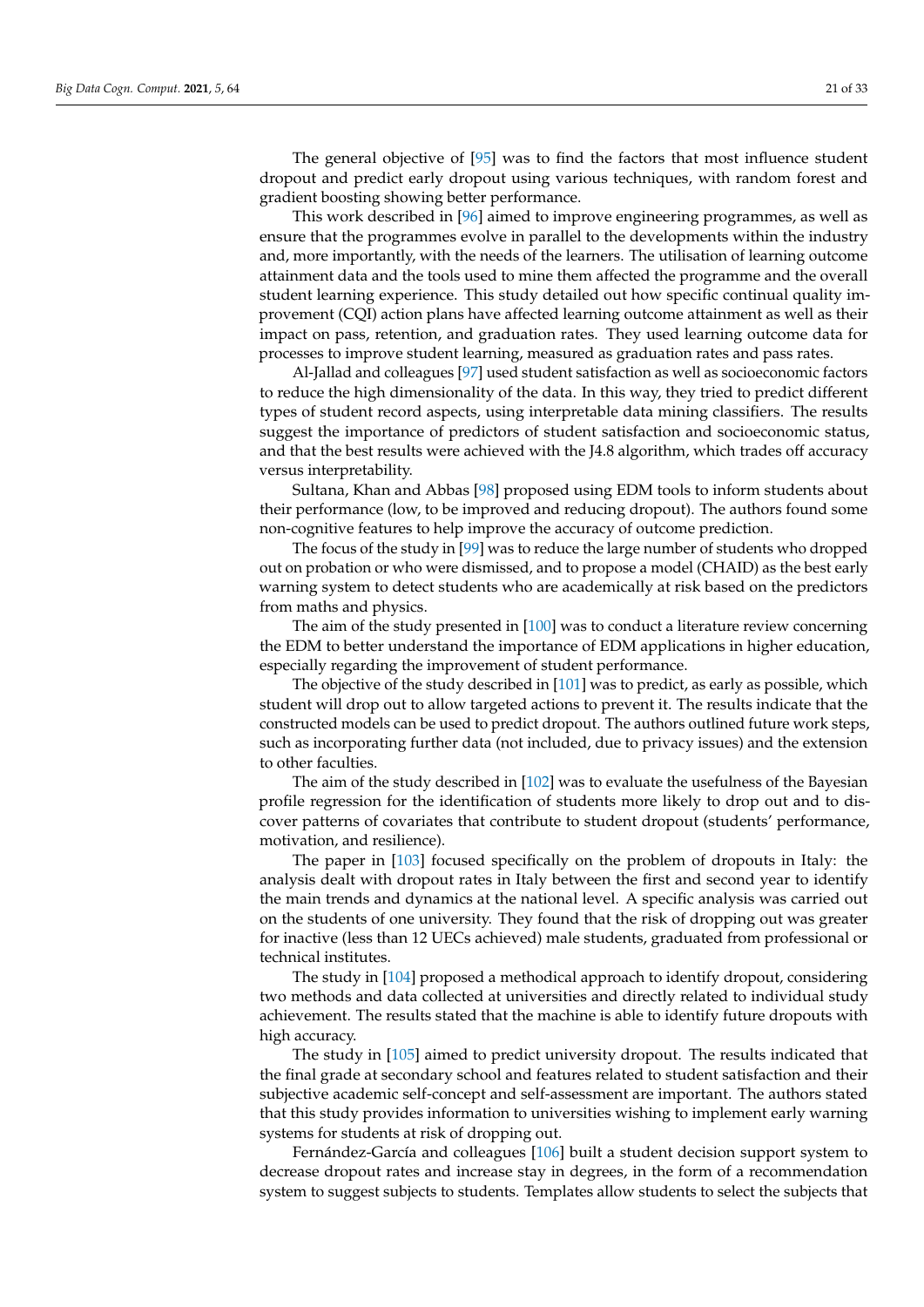The general objective of [95] was to find the factors that most influence student dropout and predict early dropout using various techniques, with random forest and gradient boosting showing better performance.

This work described in [96] aimed to improve engineering programmes, as well as ensure that the programmes evolve in parallel to the developments within the industry and, more importantly, with the needs of the learners. The utilisation of learning outcome attainment data and the tools used to mine them affected the programme and the overall student learning experience. This study detailed out how specific continual quality improvement (CQI) action plans have affected learning outcome attainment as well as their impact on pass, retention, and graduation rates. They used learning outcome data for processes to improve student learning, measured as graduation rates and pass rates.

Al-Jallad and colleagues [97] used student satisfaction as well as socioeconomic factors to reduce the high dimensionality of the data. In this way, they tried to predict different types of student record aspects, using interpretable data mining classifiers. The results suggest the importance of predictors of student satisfaction and socioeconomic status, and that the best results were achieved with the J4.8 algorithm, which trades off accuracy versus interpretability.

Sultana, Khan and Abbas [98] proposed using EDM tools to inform students about their performance (low, to be improved and reducing dropout). The authors found some non-cognitive features to help improve the accuracy of outcome prediction.

The focus of the study in [99] was to reduce the large number of students who dropped out on probation or who were dismissed, and to propose a model (CHAID) as the best early warning system to detect students who are academically at risk based on the predictors from maths and physics.

The aim of the study presented in [100] was to conduct a literature review concerning the EDM to better understand the importance of EDM applications in higher education, especially regarding the improvement of student performance.

The objective of the study described in [101] was to predict, as early as possible, which student will drop out to allow targeted actions to prevent it. The results indicate that the constructed models can be used to predict dropout. The authors outlined future work steps, such as incorporating further data (not included, due to privacy issues) and the extension to other faculties.

The aim of the study described in [102] was to evaluate the usefulness of the Bayesian profile regression for the identification of students more likely to drop out and to discover patterns of covariates that contribute to student dropout (students' performance, motivation, and resilience).

The paper in [103] focused specifically on the problem of dropouts in Italy: the analysis dealt with dropout rates in Italy between the first and second year to identify the main trends and dynamics at the national level. A specific analysis was carried out on the students of one university. They found that the risk of dropping out was greater for inactive (less than 12 UECs achieved) male students, graduated from professional or technical institutes.

The study in [104] proposed a methodical approach to identify dropout, considering two methods and data collected at universities and directly related to individual study achievement. The results stated that the machine is able to identify future dropouts with high accuracy.

The study in [105] aimed to predict university dropout. The results indicated that the final grade at secondary school and features related to student satisfaction and their subjective academic self-concept and self-assessment are important. The authors stated that this study provides information to universities wishing to implement early warning systems for students at risk of dropping out.

Fernández-García and colleagues [106] built a student decision support system to decrease dropout rates and increase stay in degrees, in the form of a recommendation system to suggest subjects to students. Templates allow students to select the subjects that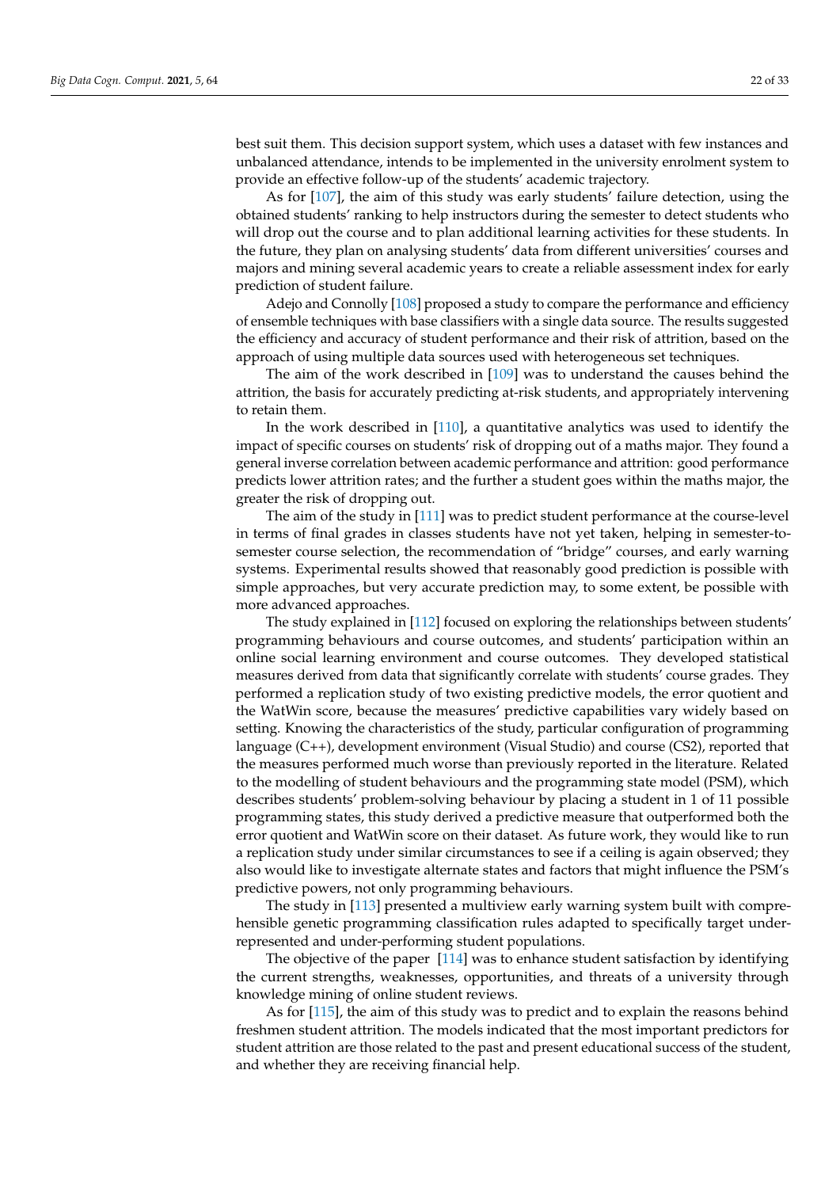best suit them. This decision support system, which uses a dataset with few instances and unbalanced attendance, intends to be implemented in the university enrolment system to provide an effective follow-up of the students' academic trajectory.

As for [107], the aim of this study was early students' failure detection, using the obtained students' ranking to help instructors during the semester to detect students who will drop out the course and to plan additional learning activities for these students. In the future, they plan on analysing students' data from different universities' courses and majors and mining several academic years to create a reliable assessment index for early prediction of student failure.

Adejo and Connolly [108] proposed a study to compare the performance and efficiency of ensemble techniques with base classifiers with a single data source. The results suggested the efficiency and accuracy of student performance and their risk of attrition, based on the approach of using multiple data sources used with heterogeneous set techniques.

The aim of the work described in [109] was to understand the causes behind the attrition, the basis for accurately predicting at-risk students, and appropriately intervening to retain them.

In the work described in [110], a quantitative analytics was used to identify the impact of specific courses on students' risk of dropping out of a maths major. They found a general inverse correlation between academic performance and attrition: good performance predicts lower attrition rates; and the further a student goes within the maths major, the greater the risk of dropping out.

The aim of the study in [111] was to predict student performance at the course-level in terms of final grades in classes students have not yet taken, helping in semester-to-semester course selection, the recommendation of "bridge" courses, and early warning systems. Experimental results showed that reasonably good prediction is possible with simple approaches, but very accurate prediction may, to some extent, be possible with more advanced approaches.

The study explained in [112] focused on exploring the relationships between students' programming behaviours and course outcomes, and students' participation within an online social learning environment and course outcomes. They developed statistical measures derived from data that significantly correlate with students' course grades. They performed a replication study of two existing predictive models, the error quotient and the WatWin score, because the measures' predictive capabilities vary widely based on setting. Knowing the characteristics of the study, particular configuration of programming language (C++), development environment (Visual Studio) and course (CS2), reported that the measures performed much worse than previously reported in the literature. Related to the modelling of student behaviours and the programming state model (PSM), which describes students' problem-solving behaviour by placing a student in 1 of 11 possible programming states, this study derived a predictive measure that outperformed both the error quotient and WatWin score on their dataset. As future work, they would like to run a replication study under similar circumstances to see if a ceiling is again observed; they also would like to investigate alternate states and factors that might influence the PSM's predictive powers, not only programming behaviours.

The study in [113] presented a multiview early warning system built with comprehensible genetic programming classification rules adapted to specifically target underrepresented and under-performing student populations.

The objective of the paper [114] was to enhance student satisfaction by identifying the current strengths, weaknesses, opportunities, and threats of a university through knowledge mining of online student reviews.

As for [115], the aim of this study was to predict and to explain the reasons behind freshmen student attrition. The models indicated that the most important predictors for student attrition are those related to the past and present educational success of the student, and whether they are receiving financial help.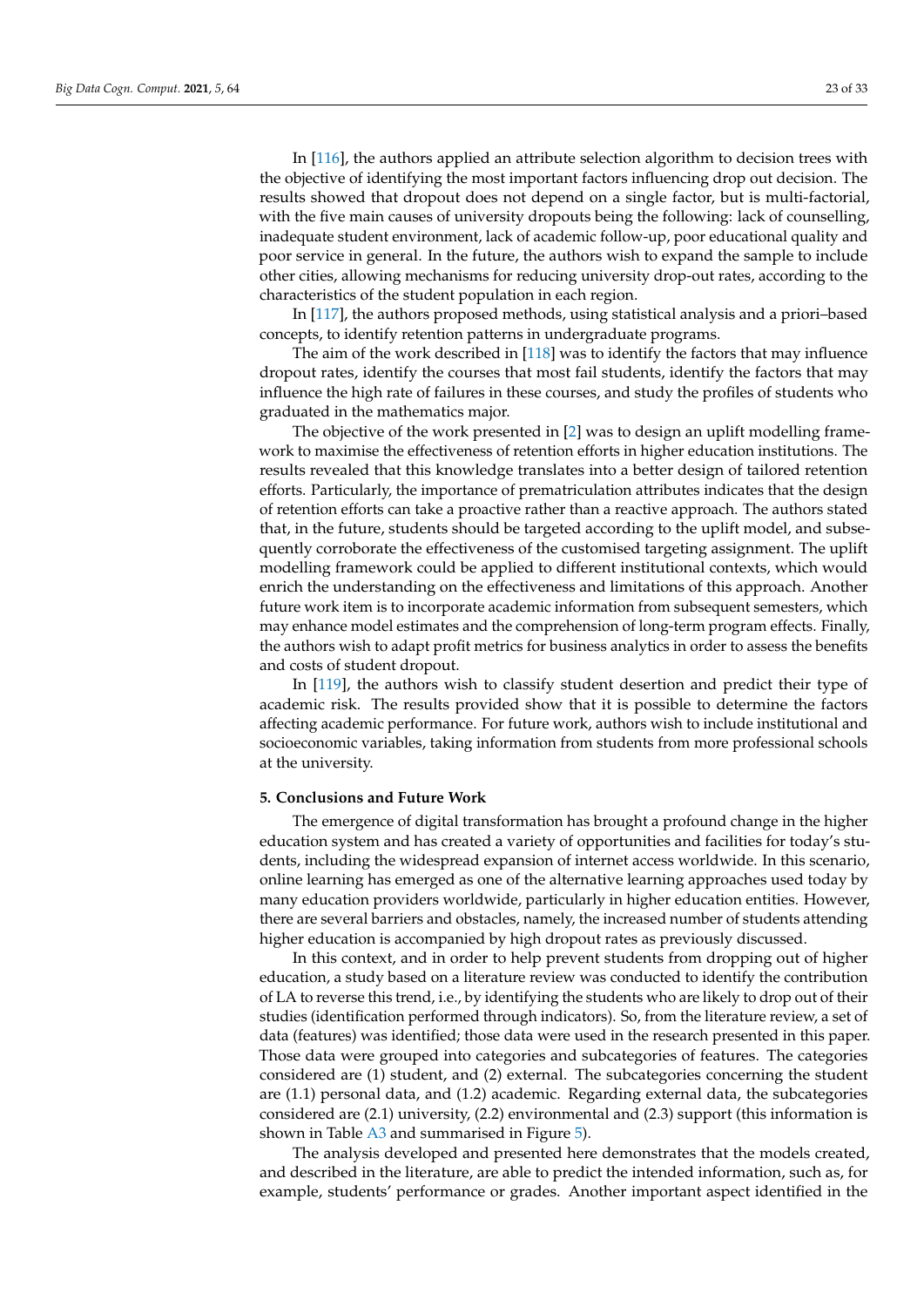In [116], the authors applied an attribute selection algorithm to decision trees with the objective of identifying the most important factors influencing drop out decision. The results showed that dropout does not depend on a single factor, but is multi-factorial, with the five main causes of university dropouts being the following: lack of counselling, inadequate student environment, lack of academic follow-up, poor educational quality and poor service in general. In the future, the authors wish to expand the sample to include other cities, allowing mechanisms for reducing university drop-out rates, according to the characteristics of the student population in each region.

In [117], the authors proposed methods, using statistical analysis and a priori–based concepts, to identify retention patterns in undergraduate programs.

The aim of the work described in [118] was to identify the factors that may influence dropout rates, identify the courses that most fail students, identify the factors that may influence the high rate of failures in these courses, and study the profiles of students who graduated in the mathematics major.

The objective of the work presented in [2] was to design an uplift modelling framework to maximise the effectiveness of retention efforts in higher education institutions. The results revealed that this knowledge translates into a better design of tailored retention efforts. Particularly, the importance of prematriculation attributes indicates that the design of retention efforts can take a proactive rather than a reactive approach. The authors stated that, in the future, students should be targeted according to the uplift model, and subsequently corroborate the effectiveness of the customised targeting assignment. The uplift modelling framework could be applied to different institutional contexts, which would enrich the understanding on the effectiveness and limitations of this approach. Another future work item is to incorporate academic information from subsequent semesters, which may enhance model estimates and the comprehension of long-term program effects. Finally, the authors wish to adapt profit metrics for business analytics in order to assess the benefits and costs of student dropout.

In [119], the authors wish to classify student desertion and predict their type of academic risk. The results provided show that it is possible to determine the factors affecting academic performance. For future work, authors wish to include institutional and socioeconomic variables, taking information from students from more professional schools at the university.

## 5. Conclusions and Future Work

The emergence of digital transformation has brought a profound change in the higher education system and has created a variety of opportunities and facilities for today's students, including the widespread expansion of internet access worldwide. In this scenario, online learning has emerged as one of the alternative learning approaches used today by many education providers worldwide, particularly in higher education entities. However, there are several barriers and obstacles, namely, the increased number of students attending higher education is accompanied by high dropout rates as previously discussed.

In this context, and in order to help prevent students from dropping out of higher education, a study based on a literature review was conducted to identify the contribution of LA to reverse this trend, i.e., by identifying the students who are likely to drop out of their studies (identification performed through indicators). So, from the literature review, a set of data (features) was identified; those data were used in the research presented in this paper. Those data were grouped into categories and subcategories of features. The categories considered are (1) student, and (2) external. The subcategories concerning the student are (1.1) personal data, and (1.2) academic. Regarding external data, the subcategories considered are (2.1) university, (2.2) environmental and (2.3) support (this information is shown in Table A3 and summarised in Figure 5).

The analysis developed and presented here demonstrates that the models created, and described in the literature, are able to predict the intended information, such as, for example, students' performance or grades. Another important aspect identified in the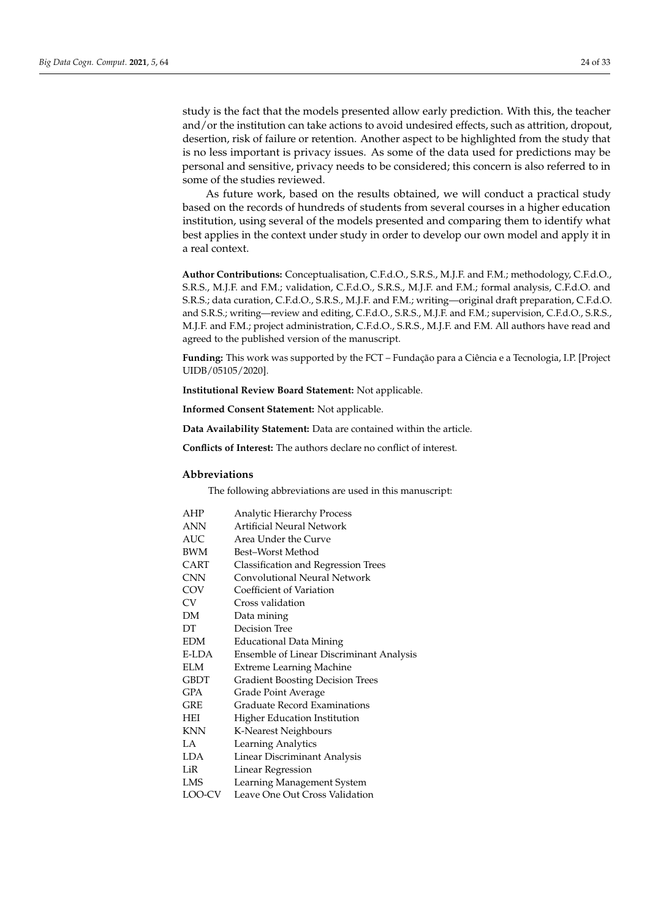study is the fact that the models presented allow early prediction. With this, the teacher and/or the institution can take actions to avoid undesired effects, such as attrition, dropout, desertion, risk of failure or retention. Another aspect to be highlighted from the study that is no less important is privacy issues. As some of the data used for predictions may be personal and sensitive, privacy needs to be considered; this concern is also referred to in some of the studies reviewed.

As future work, based on the results obtained, we will conduct a practical study based on the records of hundreds of students from several courses in a higher education institution, using several of the models presented and comparing them to identify what best applies in the context under study in order to develop our own model and apply it in a real context.

**Author Contributions:** Conceptualisation, C.F.d.O., S.R.S., M.J.F. and F.M.; methodology, C.F.d.O., S.R.S., M.J.F. and F.M.; validation, C.F.d.O., S.R.S., M.J.F. and F.M.; formal analysis, C.F.d.O. and S.R.S.; data curation, C.F.d.O., S.R.S., M.J.F. and F.M.; writing—original draft preparation, C.F.d.O. and S.R.S.; writing—review and editing, C.F.d.O., S.R.S., M.J.F. and F.M.; supervision, C.F.d.O., S.R.S., M.J.F. and F.M.; project administration, C.F.d.O., S.R.S., M.J.F. and F.M. All authors have read and agreed to the published version of the manuscript.

**Funding:** This work was supported by the FCT – Fundação para a Ciência e a Tecnologia, I.P. [Project UIDB/05105/2020].

**Institutional Review Board Statement:** Not applicable.

**Informed Consent Statement:** Not applicable.

**Data Availability Statement:** Data are contained within the article.

**Conflicts of Interest:** The authors declare no conflict of interest.

## Abbreviations

The following abbreviations are used in this manuscript:

| | |
|---|---|
| AHP | Analytic Hierarchy Process |
| ANN | Artificial Neural Network |
| AUC | Area Under the Curve |
| BWM | Best–Worst Method |
| CART | Classification and Regression Trees |
| CNN | Convolutional Neural Network |
| COV | Coefficient of Variation |
| CV | Cross validation |
| DM | Data mining |
| DT | Decision Tree |
| EDM | Educational Data Mining |
| E-LDA | Ensemble of Linear Discriminant Analysis |
| ELM | Extreme Learning Machine |
| GBDT | Gradient Boosting Decision Trees |
| GPA | Grade Point Average |
| GRE | Graduate Record Examinations |
| HEI | Higher Education Institution |
| KNN | K-Nearest Neighbours |
| LA | Learning Analytics |
| LDA | Linear Discriminant Analysis |
| LiR | Linear Regression |
| LMS | Learning Management System |
| LOO-CV | Leave One Out Cross Validation |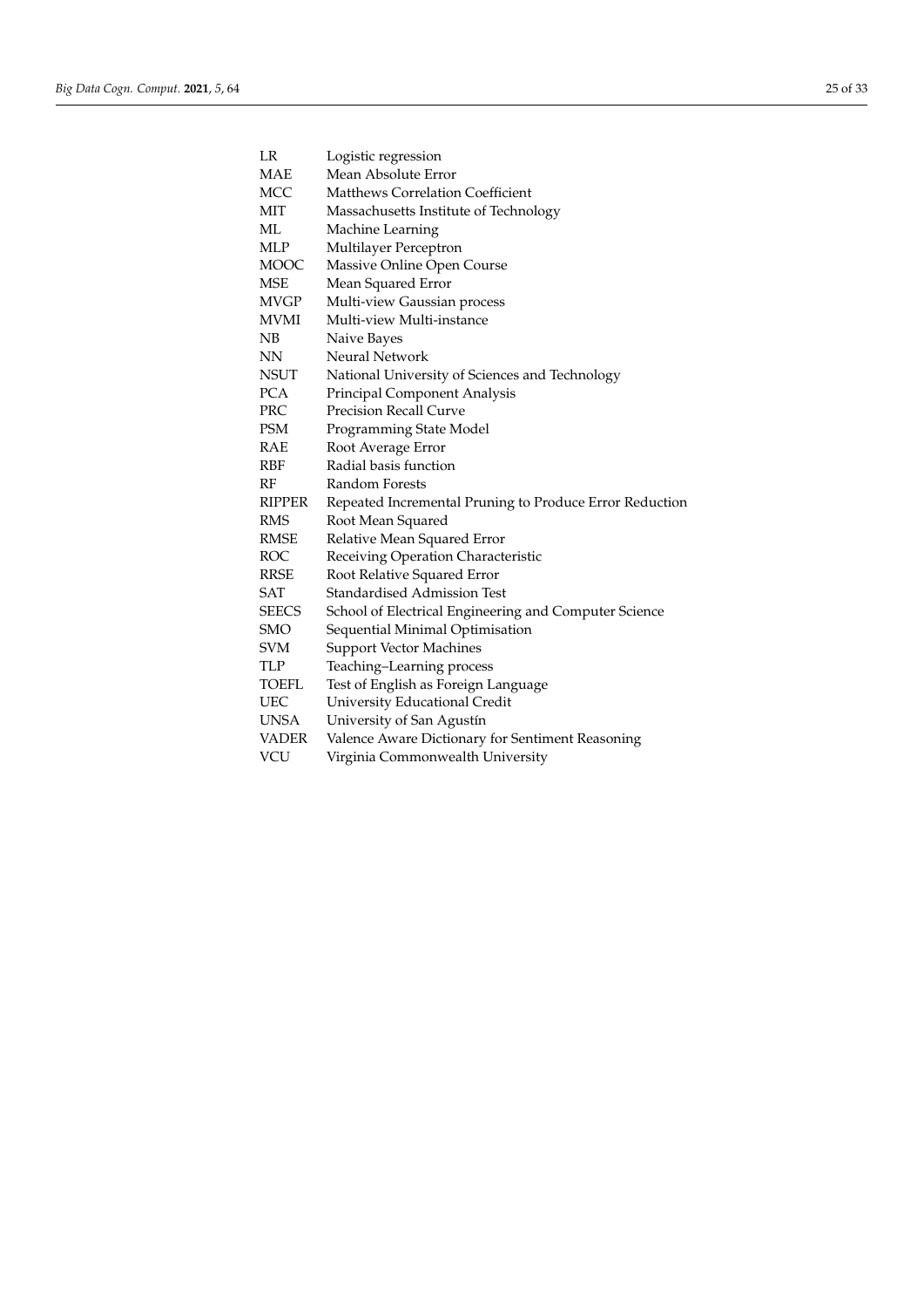| | |
|---|---|
| LR | Logistic regression |
| MAE | Mean Absolute Error |
| MCC | Matthews Correlation Coefficient |
| MIT | Massachusetts Institute of Technology |
| ML | Machine Learning |
| MLP | Multilayer Perceptron |
| MOOC | Massive Online Open Course |
| MSE | Mean Squared Error |
| MVGP | Multi-view Gaussian process |
| MVMI | Multi-view Multi-instance |
| NB | Naive Bayes |
| NN | Neural Network |
| NSUT | National University of Sciences and Technology |
| PCA | Principal Component Analysis |
| PRC | Precision Recall Curve |
| PSM | Programming State Model |
| RAE | Root Average Error |
| RBF | Radial basis function |
| RF | Random Forests |
| RIPPER | Repeated Incremental Pruning to Produce Error Reduction |
| RMS | Root Mean Squared |
| RMSE | Relative Mean Squared Error |
| ROC | Receiving Operation Characteristic |
| RRSE | Root Relative Squared Error |
| SAT | Standardised Admission Test |
| SEECS | School of Electrical Engineering and Computer Science |
| SMO | Sequential Minimal Optimisation |
| SVM | Support Vector Machines |
| TLP | Teaching–Learning process |
| TOEFL | Test of English as Foreign Language |
| UEC | University Educational Credit |
| UNSA | University of San Agustín |
| VADER | Valence Aware Dictionary for Sentiment Reasoning |
| VCU | Virginia Commonwealth University |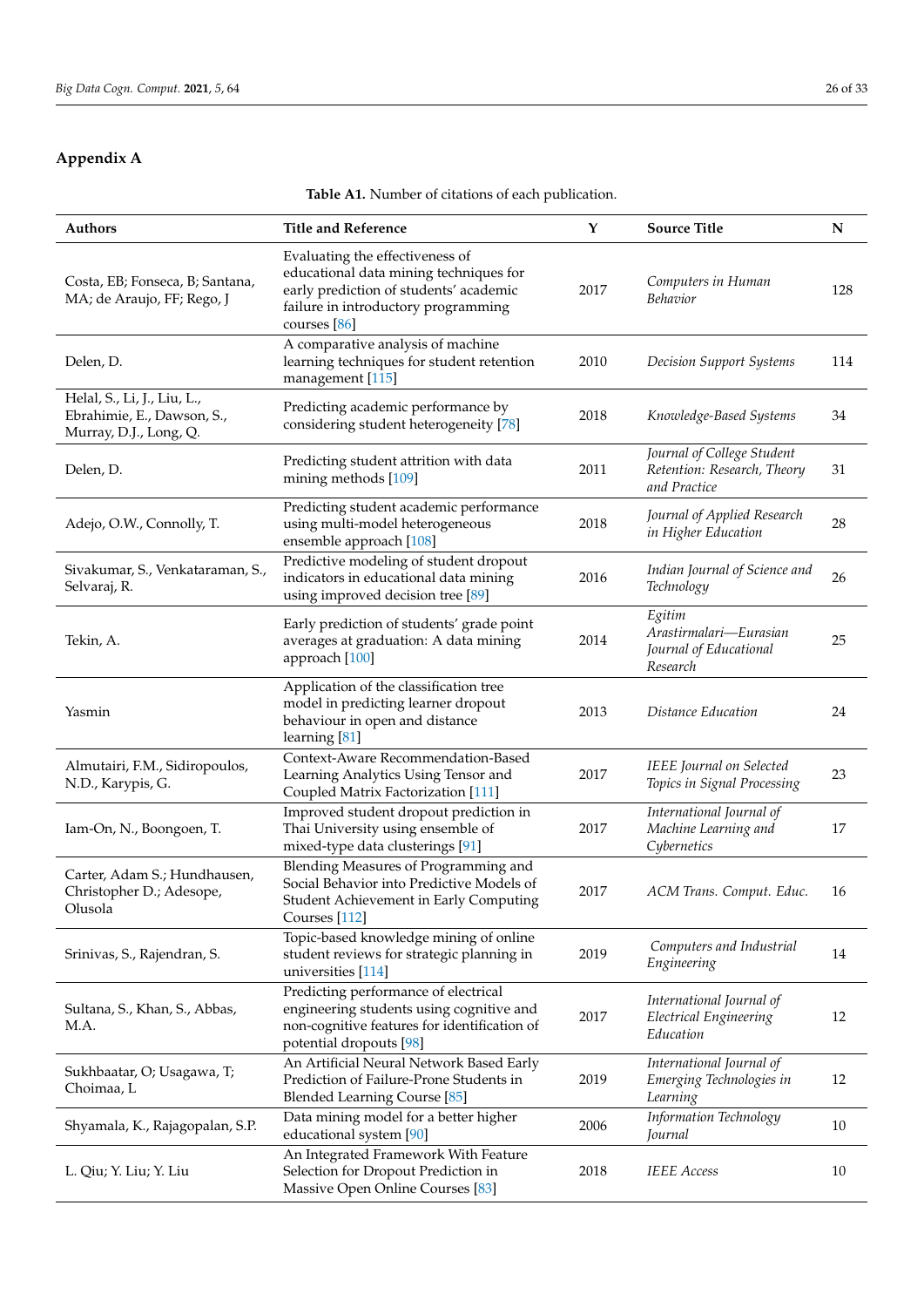## Appendix A

**Table A1.** Number of citations of each publication.

| Authors | Title and Reference | Y | Source Title | N |
|---|---|---|---|---|
| Costa, EB; Fonseca, B; Santana, MA; de Araujo, FF; Rego, J | Evaluating the effectiveness of educational data mining techniques for early prediction of students' academic failure in introductory programming courses [86] | 2017 | *Computers in Human Behavior* | 128 |
| Delen, D. | A comparative analysis of machine learning techniques for student retention management [115] | 2010 | *Decision Support Systems* | 114 |
| Helal, S., Li, J., Liu, L., Ebrahimie, E., Dawson, S., Murray, D.J., Long, Q. | Predicting academic performance by considering student heterogeneity [78] | 2018 | *Knowledge-Based Systems* | 34 |
| Delen, D. | Predicting student attrition with data mining methods [109] | 2011 | *Journal of College Student Retention: Research, Theory and Practice* | 31 |
| Adejo, O.W., Connolly, T. | Predicting student academic performance using multi-model heterogeneous ensemble approach [108] | 2018 | *Journal of Applied Research in Higher Education* | 28 |
| Sivakumar, S., Venkataraman, S., Selvaraj, R. | Predictive modeling of student dropout indicators in educational data mining using improved decision tree [89] | 2016 | *Indian Journal of Science and Technology* | 26 |
| Tekin, A. | Early prediction of students' grade point averages at graduation: A data mining approach [100] | 2014 | *Egitim Arastirmalari—Eurasian Journal of Educational Research* | 25 |
| Yasmin | Application of the classification tree model in predicting learner dropout behaviour in open and distance learning [81] | 2013 | *Distance Education* | 24 |
| Almutairi, F.M., Sidiropoulos, N.D., Karypis, G. | Context-Aware Recommendation-Based Learning Analytics Using Tensor and Coupled Matrix Factorization [111] | 2017 | *IEEE Journal on Selected Topics in Signal Processing* | 23 |
| Iam-On, N., Boongoen, T. | Improved student dropout prediction in Thai University using ensemble of mixed-type data clusterings [91] | 2017 | *International Journal of Machine Learning and Cybernetics* | 17 |
| Carter, Adam S.; Hundhausen, Christopher D.; Adesope, Olusola | Blending Measures of Programming and Social Behavior into Predictive Models of Student Achievement in Early Computing Courses [112] | 2017 | *ACM Trans. Comput. Educ.* | 16 |
| Srinivas, S., Rajendran, S. | Topic-based knowledge mining of online student reviews for strategic planning in universities [114] | 2019 | *Computers and Industrial Engineering* | 14 |
| Sultana, S., Khan, S., Abbas, M.A. | Predicting performance of electrical engineering students using cognitive and non-cognitive features for identification of potential dropouts [98] | 2017 | *International Journal of Electrical Engineering Education* | 12 |
| Sukhbaatar, O; Usagawa, T; Choimaa, L | An Artificial Neural Network Based Early Prediction of Failure-Prone Students in Blended Learning Course [85] | 2019 | *International Journal of Emerging Technologies in Learning* | 12 |
| Shyamala, K., Rajagopalan, S.P. | Data mining model for a better higher educational system [90] | 2006 | *Information Technology Journal* | 10 |
| L. Qiu; Y. Liu; Y. Liu | An Integrated Framework With Feature Selection for Dropout Prediction in Massive Open Online Courses [83] | 2018 | *IEEE Access* | 10 |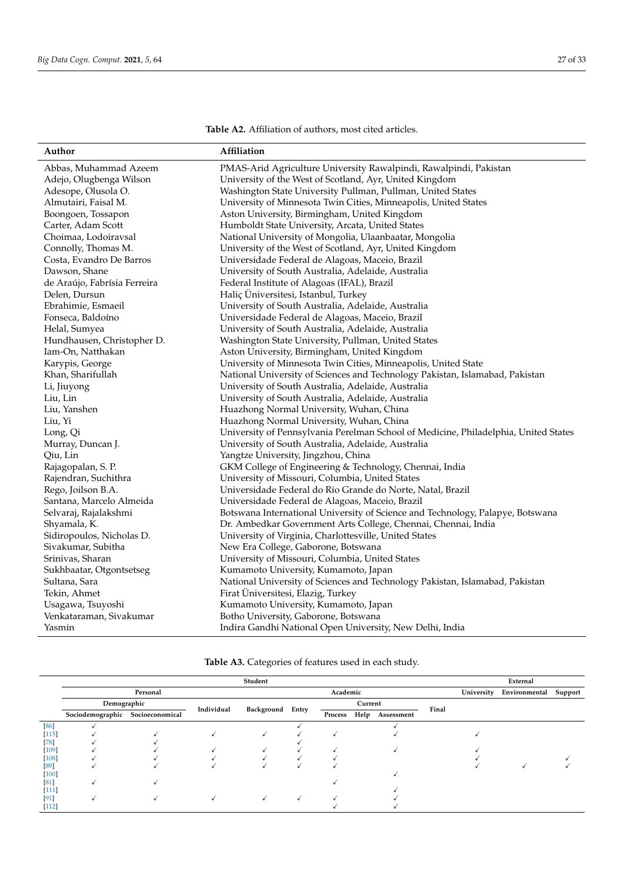**Table A2.** Affiliation of authors, most cited articles.

| Author | Affiliation |
|---|---|
| Abbas, Muhammad Azeem | PMAS-Arid Agriculture University Rawalpindi, Rawalpindi, Pakistan |
| Adejo, Olugbenga Wilson | University of the West of Scotland, Ayr, United Kingdom |
| Adesope, Olusola O. | Washington State University Pullman, Pullman, United States |
| Almutairi, Faisal M. | University of Minnesota Twin Cities, Minneapolis, United States |
| Boongoen, Tossapon | Aston University, Birmingham, United Kingdom |
| Carter, Adam Scott | Humboldt State University, Arcata, United States |
| Choimaa, Lodoiravsal | National University of Mongolia, Ulaanbaatar, Mongolia |
| Connolly, Thomas M. | University of the West of Scotland, Ayr, United Kingdom |
| Costa, Evandro De Barros | Universidade Federal de Alagoas, Maceio, Brazil |
| Dawson, Shane | University of South Australia, Adelaide, Australia |
| de Araújo, Fabrísia Ferreira | Federal Institute of Alagoas (IFAL), Brazil |
| Delen, Dursun | Haliç Üniversitesi, Istanbul, Turkey |
| Ebrahimie, Esmaeil | University of South Australia, Adelaide, Australia |
| Fonseca, Baldoíno | Universidade Federal de Alagoas, Maceio, Brazil |
| Helal, Sumyea | University of South Australia, Adelaide, Australia |
| Hundhausen, Christopher D. | Washington State University, Pullman, United States |
| Iam-On, Natthakan | Aston University, Birmingham, United Kingdom |
| Karypis, George | University of Minnesota Twin Cities, Minneapolis, United State |
| Khan, Sharifullah | National University of Sciences and Technology Pakistan, Islamabad, Pakistan |
| Li, Jiuyong | University of South Australia, Adelaide, Australia |
| Liu, Lin | University of South Australia, Adelaide, Australia |
| Liu, Yanshen | Huazhong Normal University, Wuhan, China |
| Liu, Yi | Huazhong Normal University, Wuhan, China |
| Long, Qi | University of Pennsylvania Perelman School of Medicine, Philadelphia, United States |
| Murray, Duncan J. | University of South Australia, Adelaide, Australia |
| Qiu, Lin | Yangtze University, Jingzhou, China |
| Rajagopalan, S. P. | GKM College of Engineering & Technology, Chennai, India |
| Rajendran, Suchithra | University of Missouri, Columbia, United States |
| Rego, Joilson B.A. | Universidade Federal do Rio Grande do Norte, Natal, Brazil |
| Santana, Marcelo Almeida | Universidade Federal de Alagoas, Maceio, Brazil |
| Selvaraj, Rajalakshmi | Botswana International University of Science and Technology, Palapye, Botswana |
| Shyamala, K. | Dr. Ambedkar Government Arts College, Chennai, Chennai, India |
| Sidiropoulos, Nicholas D. | University of Virginia, Charlottesville, United States |
| Sivakumar, Subitha | New Era College, Gaborone, Botswana |
| Srinivas, Sharan | University of Missouri, Columbia, United States |
| Sukhbaatar, Otgontsetseg | Kumamoto University, Kumamoto, Japan |
| Sultana, Sara | National University of Sciences and Technology Pakistan, Islamabad, Pakistan |
| Tekin, Ahmet | Firat Üniversitesi, Elazig, Turkey |
| Usagawa, Tsuyoshi | Kumamoto University, Kumamoto, Japan |
| Venkataraman, Sivakumar | Botho University, Gaborone, Botswana |
| Yasmin | Indira Gandhi National Open University, New Delhi, India |

**Table A3.** Categories of features used in each study.

| | Student | | | | | | | | | External | | |
|---|---|---|---|---|---|---|---|---|---|---|---|---|
| | Personal | | | | Academic | | | | | University | Environmental | Support |
| | Demographic | | Individual | Background | Entry | Current | | | Final | | | |
| | Sociodemographic | Socioeconomical | | | | Process | Help | Assessment | | | | |
| [86] | ✓ | | | | ✓ | | | ✓ | | | | |
| [115] | ✓ | ✓ | ✓ | ✓ | ✓ | ✓ | | ✓ | | ✓ | | |
| [78] | ✓ | ✓ | | | ✓ | | | | | | | |
| [109] | ✓ | ✓ | ✓ | ✓ | ✓ | ✓ | | ✓ | | ✓ | | |
| [108] | ✓ | ✓ | ✓ | ✓ | ✓ | ✓ | | | | ✓ | | ✓ |
| [89] | ✓ | ✓ | ✓ | ✓ | ✓ | ✓ | | | | ✓ | ✓ | ✓ |
| [100] | | | | | | | | ✓ | | | | |
| [81] | ✓ | ✓ | | | | ✓ | | | | | | |
| [111] | | | | | | | | ✓ | | | | |
| [91] | ✓ | ✓ | ✓ | ✓ | ✓ | ✓ | | ✓ | | | | |
| [112] | | | | | | ✓ | | ✓ | | | | |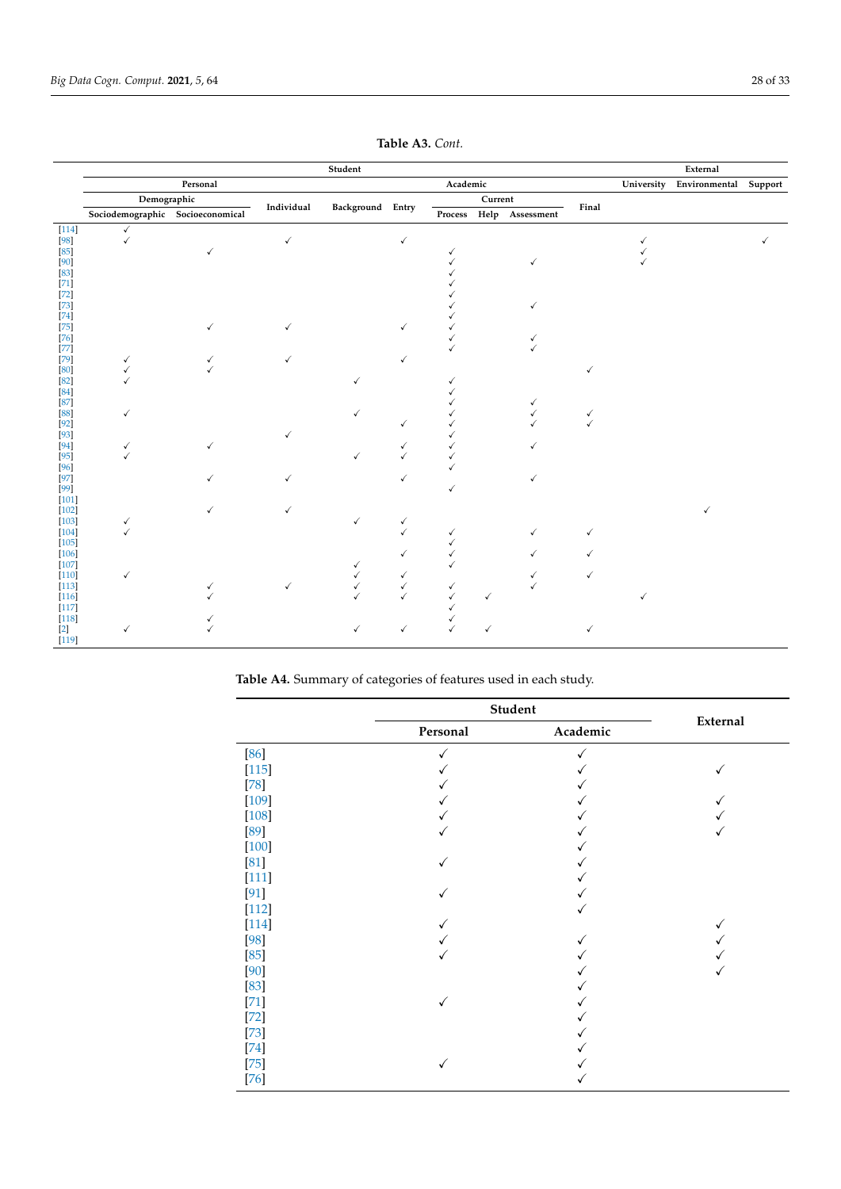**Table A3.** *Cont.*

| | Student | | | | | | | | | External | | |
|---|---|---|---|---|---|---|---|---|---|---|---|---|
| | Personal | | | Academic | | | | | | University | Environmental | Support |
| | Demographic | | Individual | Background | Entry | Current | | | Final | | | |
| | Sociodemographic | Socioeconomical | | | | Process | Help | Assessment | | | | |
| [114] | ✓ | | | | | | | | | | | |
| [98] | ✓ | | ✓ | | ✓ | | | | | ✓ | | ✓ |
| [85] | | ✓ | | | | ✓ | | | | ✓ | | |
| [90] | | | | | | ✓ | | ✓ | | ✓ | | |
| [83] | | | | | | ✓ | | | | | | |
| [71] | | | | | | ✓ | | | | | | |
| [72] | | | | | | ✓ | | | | | | |
| [73] | | | | | | ✓ | | ✓ | | | | |
| [74] | | | | | | ✓ | | | | | | |
| [75] | | ✓ | ✓ | | ✓ | ✓ | | | | | | |
| [76] | | | | | | ✓ | | ✓ | | | | |
| [77] | | | | | | ✓ | | ✓ | | | | |
| [79] | ✓ | ✓ | ✓ | | ✓ | | | | | | | |
| [80] | ✓ | ✓ | | | | | | | ✓ | | | |
| [82] | ✓ | | | ✓ | | ✓ | | | | | | |
| [84] | | | | | | ✓ | | | | | | |
| [87] | | | | | | ✓ | | ✓ | | | | |
| [88] | ✓ | | | ✓ | | ✓ | | ✓ | ✓ | | | |
| [92] | | | | | ✓ | ✓ | | ✓ | ✓ | | | |
| [93] | | | ✓ | | | ✓ | | | | | | |
| [94] | ✓ | ✓ | | | ✓ | ✓ | | ✓ | | | | |
| [95] | ✓ | | | ✓ | ✓ | ✓ | | | | | | |
| [96] | | | | | | ✓ | | | | | | |
| [97] | | ✓ | ✓ | | ✓ | | | ✓ | | | | |
| [99] | | | | | | ✓ | | | | | | |
| [101] | | | | | | | | | | | | |
| [102] | | ✓ | ✓ | | | | | | | | ✓ | |
| [103] | ✓ | | | ✓ | ✓ | | | | | | | |
| [104] | ✓ | | | | ✓ | ✓ | | ✓ | ✓ | | | |
| [105] | | | | | | ✓ | | | | | | |
| [106] | | | | | ✓ | ✓ | | ✓ | ✓ | | | |
| [107] | | | | ✓ | | ✓ | | | | | | |
| [110] | ✓ | | | ✓ | ✓ | | | ✓ | ✓ | | | |
| [113] | | ✓ | ✓ | ✓ | ✓ | ✓ | | ✓ | | | | |
| [116] | | ✓ | | ✓ | ✓ | ✓ | ✓ | | | ✓ | | |
| [117] | | | | | | ✓ | | | | | | |
| [118] | | ✓ | | | | ✓ | | | | | | |
| [2] | ✓ | ✓ | | ✓ | ✓ | ✓ | ✓ | | ✓ | | | |
| [119] | | | | | | | | | | | | |

**Table A4.** Summary of categories of features used in each study.

| | Student | | External |
|---|---|---|---|
| | Personal | Academic | |
| [86] | ✓ | ✓ | |
| [115] | ✓ | ✓ | ✓ |
| [78] | ✓ | ✓ | |
| [109] | ✓ | ✓ | ✓ |
| [108] | ✓ | ✓ | ✓ |
| [89] | ✓ | ✓ | ✓ |
| [100] | | ✓ | |
| [81] | ✓ | ✓ | |
| [111] | | ✓ | |
| [91] | ✓ | ✓ | |
| [112] | | ✓ | |
| [114] | ✓ | | ✓ |
| [98] | ✓ | ✓ | ✓ |
| [85] | ✓ | ✓ | ✓ |
| [90] | | ✓ | ✓ |
| [83] | | ✓ | |
| [71] | ✓ | ✓ | |
| [72] | | ✓ | |
| [73] | | ✓ | |
| [74] | | ✓ | |
| [75] | ✓ | ✓ | |
| [76] | | ✓ | |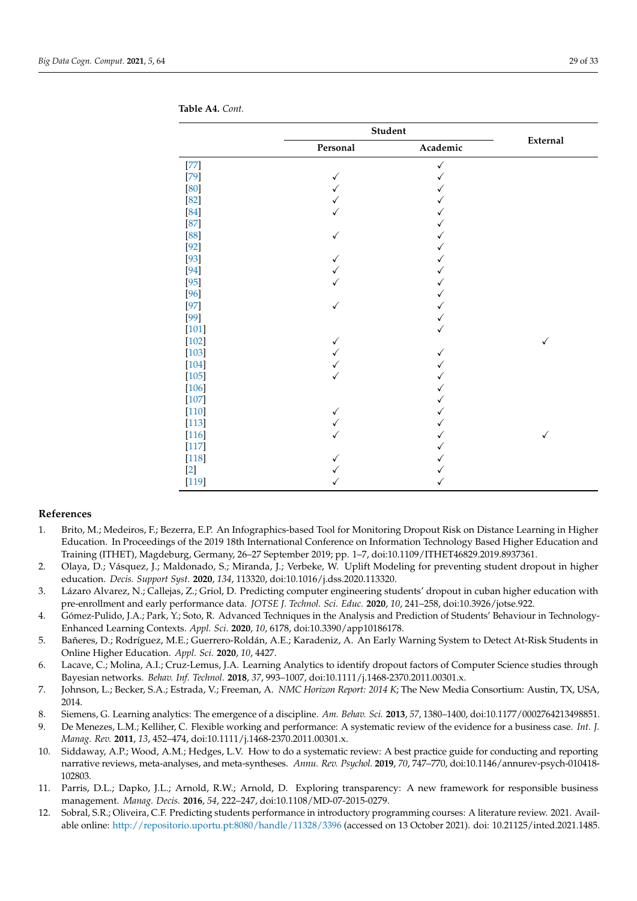**Table A4.** *Cont.*

| | Student | | External |
|---|---|---|---|
| | Personal | Academic | |
| [77] | | ✓ | |
| [79] | ✓ | ✓ | |
| [80] | ✓ | ✓ | |
| [82] | ✓ | ✓ | |
| [84] | ✓ | ✓ | |
| [87] | | ✓ | |
| [88] | ✓ | ✓ | |
| [92] | | ✓ | |
| [93] | ✓ | ✓ | |
| [94] | ✓ | ✓ | |
| [95] | ✓ | ✓ | |
| [96] | | ✓ | |
| [97] | ✓ | ✓ | |
| [99] | | ✓ | |
| [101] | | ✓ | |
| [102] | ✓ | | ✓ |
| [103] | ✓ | ✓ | |
| [104] | ✓ | ✓ | |
| [105] | ✓ | ✓ | |
| [106] | | ✓ | |
| [107] | | ✓ | |
| [110] | ✓ | ✓ | |
| [113] | ✓ | ✓ | |
| [116] | ✓ | ✓ | ✓ |
| [117] | | ✓ | |
| [118] | ✓ | ✓ | |
| [2] | ✓ | ✓ | |
| [119] | ✓ | ✓ | |

## References

1. Brito, M.; Medeiros, F.; Bezerra, E.P. An Infographics-based Tool for Monitoring Dropout Risk on Distance Learning in Higher Education. In Proceedings of the 2019 18th International Conference on Information Technology Based Higher Education and Training (ITHET), Magdeburg, Germany, 26–27 September 2019; pp. 1–7, doi:10.1109/ITHET46829.2019.8937361.
2. Olaya, D.; Vásquez, J.; Maldonado, S.; Miranda, J.; Verbeke, W. Uplift Modeling for preventing student dropout in higher education. *Decis. Support Syst.* **2020**, *134*, 113320, doi:10.1016/j.dss.2020.113320.
3. Lázaro Alvarez, N.; Callejas, Z.; Griol, D. Predicting computer engineering students' dropout in cuban higher education with pre-enrollment and early performance data. *JOTSE J. Technol. Sci. Educ.* **2020**, *10*, 241–258, doi:10.3926/jotse.922.
4. Gómez-Pulido, J.A.; Park, Y.; Soto, R. Advanced Techniques in the Analysis and Prediction of Students' Behaviour in Technology-Enhanced Learning Contexts. *Appl. Sci.* **2020**, *10*, 6178, doi:10.3390/app10186178.
5. Bañeres, D.; Rodríguez, M.E.; Guerrero-Roldán, A.E.; Karadeniz, A. An Early Warning System to Detect At-Risk Students in Online Higher Education. *Appl. Sci.* **2020**, *10*, 4427.
6. Lacave, C.; Molina, A.I.; Cruz-Lemus, J.A. Learning Analytics to identify dropout factors of Computer Science studies through Bayesian networks. *Behav. Inf. Technol.* **2018**, *37*, 993–1007, doi:10.1111/j.1468-2370.2011.00301.x.
7. Johnson, L.; Becker, S.A.; Estrada, V.; Freeman, A. *NMC Horizon Report: 2014 K*; The New Media Consortium: Austin, TX, USA, 2014.
8. Siemens, G. Learning analytics: The emergence of a discipline. *Am. Behav. Sci.* **2013**, *57*, 1380–1400, doi:10.1177/0002764213498851.
9. De Menezes, L.M.; Kelliher, C. Flexible working and performance: A systematic review of the evidence for a business case. *Int. J. Manag. Rev.* **2011**, *13*, 452–474, doi:10.1111/j.1468-2370.2011.00301.x.
10. Siddaway, A.P.; Wood, A.M.; Hedges, L.V. How to do a systematic review: A best practice guide for conducting and reporting narrative reviews, meta-analyses, and meta-syntheses. *Annu. Rev. Psychol.* **2019**, *70*, 747–770, doi:10.1146/annurev-psych-010418-102803.
11. Parris, D.L.; Dapko, J.L.; Arnold, R.W.; Arnold, D. Exploring transparency: A new framework for responsible business management. *Manag. Decis.* **2016**, *54*, 222–247, doi:10.1108/MD-07-2015-0279.
12. Sobral, S.R.; Oliveira, C.F. Predicting students performance in introductory programming courses: A literature review. 2021. Available online: http://repositorio.uportu.pt:8080/handle/11328/3396 (accessed on 13 October 2021). doi: 10.21125/inted.2021.1485.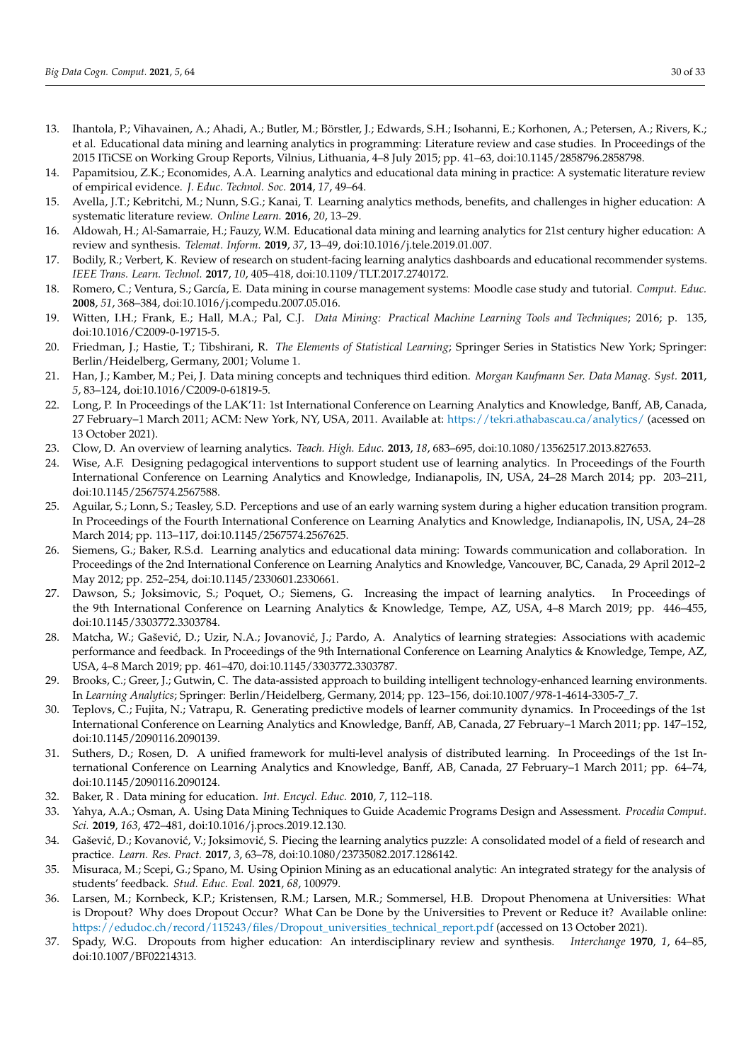13. Ihantola, P.; Vihavainen, A.; Ahadi, A.; Butler, M.; Börstler, J.; Edwards, S.H.; Isohanni, E.; Korhonen, A.; Petersen, A.; Rivers, K.; et al. Educational data mining and learning analytics in programming: Literature review and case studies. In Proceedings of the 2015 ITiCSE on Working Group Reports, Vilnius, Lithuania, 4–8 July 2015; pp. 41–63, doi:10.1145/2858796.2858798.
14. Papamitsiou, Z.K.; Economides, A.A. Learning analytics and educational data mining in practice: A systematic literature review of empirical evidence. *J. Educ. Technol. Soc.* **2014**, *17*, 49–64.
15. Avella, J.T.; Kebritchi, M.; Nunn, S.G.; Kanai, T. Learning analytics methods, benefits, and challenges in higher education: A systematic literature review. *Online Learn.* **2016**, *20*, 13–29.
16. Aldowah, H.; Al-Samarraie, H.; Fauzy, W.M. Educational data mining and learning analytics for 21st century higher education: A review and synthesis. *Telemat. Inform.* **2019**, *37*, 13–49, doi:10.1016/j.tele.2019.01.007.
17. Bodily, R.; Verbert, K. Review of research on student-facing learning analytics dashboards and educational recommender systems. *IEEE Trans. Learn. Technol.* **2017**, *10*, 405–418, doi:10.1109/TLT.2017.2740172.
18. Romero, C.; Ventura, S.; García, E. Data mining in course management systems: Moodle case study and tutorial. *Comput. Educ.* **2008**, *51*, 368–384, doi:10.1016/j.compedu.2007.05.016.
19. Witten, I.H.; Frank, E.; Hall, M.A.; Pal, C.J. *Data Mining: Practical Machine Learning Tools and Techniques*; 2016; p. 135, doi:10.1016/C2009-0-19715-5.
20. Friedman, J.; Hastie, T.; Tibshirani, R. *The Elements of Statistical Learning*; Springer Series in Statistics New York; Springer: Berlin/Heidelberg, Germany, 2001; Volume 1.
21. Han, J.; Kamber, M.; Pei, J. Data mining concepts and techniques third edition. *Morgan Kaufmann Ser. Data Manag. Syst.* **2011**, *5*, 83–124, doi:10.1016/C2009-0-61819-5.
22. Long, P. In Proceedings of the LAK'11: 1st International Conference on Learning Analytics and Knowledge, Banff, AB, Canada, 27 February–1 March 2011; ACM: New York, NY, USA, 2011. Available at: https://tekri.athabascau.ca/analytics/ (acessed on 13 October 2021).
23. Clow, D. An overview of learning analytics. *Teach. High. Educ.* **2013**, *18*, 683–695, doi:10.1080/13562517.2013.827653.
24. Wise, A.F. Designing pedagogical interventions to support student use of learning analytics. In Proceedings of the Fourth International Conference on Learning Analytics and Knowledge, Indianapolis, IN, USA, 24–28 March 2014; pp. 203–211, doi:10.1145/2567574.2567588.
25. Aguilar, S.; Lonn, S.; Teasley, S.D. Perceptions and use of an early warning system during a higher education transition program. In Proceedings of the Fourth International Conference on Learning Analytics and Knowledge, Indianapolis, IN, USA, 24–28 March 2014; pp. 113–117, doi:10.1145/2567574.2567625.
26. Siemens, G.; Baker, R.S.d. Learning analytics and educational data mining: Towards communication and collaboration. In Proceedings of the 2nd International Conference on Learning Analytics and Knowledge, Vancouver, BC, Canada, 29 April 2012–2 May 2012; pp. 252–254, doi:10.1145/2330601.2330661.
27. Dawson, S.; Joksimovic, S.; Poquet, O.; Siemens, G. Increasing the impact of learning analytics. In Proceedings of the 9th International Conference on Learning Analytics & Knowledge, Tempe, AZ, USA, 4–8 March 2019; pp. 446–455, doi:10.1145/3303772.3303784.
28. Matcha, W.; Gašević, D.; Uzir, N.A.; Jovanović, J.; Pardo, A. Analytics of learning strategies: Associations with academic performance and feedback. In Proceedings of the 9th International Conference on Learning Analytics & Knowledge, Tempe, AZ, USA, 4–8 March 2019; pp. 461–470, doi:10.1145/3303772.3303787.
29. Brooks, C.; Greer, J.; Gutwin, C. The data-assisted approach to building intelligent technology-enhanced learning environments. In *Learning Analytics*; Springer: Berlin/Heidelberg, Germany, 2014; pp. 123–156, doi:10.1007/978-1-4614-3305-7_7.
30. Teplovs, C.; Fujita, N.; Vatrapu, R. Generating predictive models of learner community dynamics. In Proceedings of the 1st International Conference on Learning Analytics and Knowledge, Banff, AB, Canada, 27 February–1 March 2011; pp. 147–152, doi:10.1145/2090116.2090139.
31. Suthers, D.; Rosen, D. A unified framework for multi-level analysis of distributed learning. In Proceedings of the 1st International Conference on Learning Analytics and Knowledge, Banff, AB, Canada, 27 February–1 March 2011; pp. 64–74, doi:10.1145/2090116.2090124.
32. Baker, R . Data mining for education. *Int. Encycl. Educ.* **2010**, *7*, 112–118.
33. Yahya, A.A.; Osman, A. Using Data Mining Techniques to Guide Academic Programs Design and Assessment. *Procedia Comput. Sci.* **2019**, *163*, 472–481, doi:10.1016/j.procs.2019.12.130.
34. Gašević, D.; Kovanović, V.; Joksimović, S. Piecing the learning analytics puzzle: A consolidated model of a field of research and practice. *Learn. Res. Pract.* **2017**, *3*, 63–78, doi:10.1080/23735082.2017.1286142.
35. Misuraca, M.; Scepi, G.; Spano, M. Using Opinion Mining as an educational analytic: An integrated strategy for the analysis of students' feedback. *Stud. Educ. Eval.* **2021**, *68*, 100979.
36. Larsen, M.; Kornbeck, K.P.; Kristensen, R.M.; Larsen, M.R.; Sommersel, H.B. Dropout Phenomena at Universities: What is Dropout? Why does Dropout Occur? What Can be Done by the Universities to Prevent or Reduce it? Available online: https://edudoc.ch/record/115243/files/Dropout_universities_technical_report.pdf (accessed on 13 October 2021).
37. Spady, W.G. Dropouts from higher education: An interdisciplinary review and synthesis. *Interchange* **1970**, *1*, 64–85, doi:10.1007/BF02214313.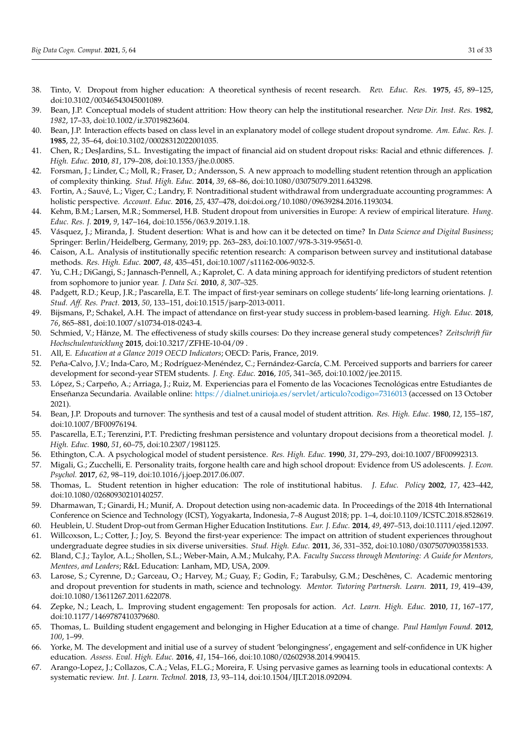38. Tinto, V. Dropout from higher education: A theoretical synthesis of recent research. *Rev. Educ. Res.* **1975**, *45*, 89–125, doi:10.3102/00346543045001089.
39. Bean, J.P. Conceptual models of student attrition: How theory can help the institutional researcher. *New Dir. Inst. Res.* **1982**, *1982*, 17–33, doi:10.1002/ir.37019823604.
40. Bean, J.P. Interaction effects based on class level in an explanatory model of college student dropout syndrome. *Am. Educ. Res. J.* **1985**, *22*, 35–64, doi:10.3102/00028312022001035.
41. Chen, R.; DesJardins, S.L. Investigating the impact of financial aid on student dropout risks: Racial and ethnic differences. *J. High. Educ.* **2010**, *81*, 179–208, doi:10.1353/jhe.0.0085.
42. Forsman, J.; Linder, C.; Moll, R.; Fraser, D.; Andersson, S. A new approach to modelling student retention through an application of complexity thinking. *Stud. High. Educ.* **2014**, *39*, 68–86, doi:10.1080/03075079.2011.643298.
43. Fortin, A.; Sauvé, L.; Viger, C.; Landry, F. Nontraditional student withdrawal from undergraduate accounting programmes: A holistic perspective. *Account. Educ.* **2016**, *25*, 437–478, doi:doi.org/10.1080/09639284.2016.1193034.
44. Kehm, B.M.; Larsen, M.R.; Sommersel, H.B. Student dropout from universities in Europe: A review of empirical literature. *Hung. Educ. Res. J.* **2019**, *9*, 147–164, doi:10.1556/063.9.2019.1.18.
45. Vásquez, J.; Miranda, J. Student desertion: What is and how can it be detected on time? In *Data Science and Digital Business*; Springer: Berlin/Heidelberg, Germany, 2019; pp. 263–283, doi:10.1007/978-3-319-95651-0.
46. Caison, A.L. Analysis of institutionally specific retention research: A comparison between survey and institutional database methods. *Res. High. Educ.* **2007**, *48*, 435–451, doi:10.1007/s11162-006-9032-5.
47. Yu, C.H.; DiGangi, S.; Jannasch-Pennell, A.; Kaprolet, C. A data mining approach for identifying predictors of student retention from sophomore to junior year. *J. Data Sci.* **2010**, *8*, 307–325.
48. Padgett, R.D.; Keup, J.R.; Pascarella, E.T. The impact of first-year seminars on college students' life-long learning orientations. *J. Stud. Aff. Res. Pract.* **2013**, *50*, 133–151, doi:10.1515/jsarp-2013-0011.
49. Bijsmans, P.; Schakel, A.H. The impact of attendance on first-year study success in problem-based learning. *High. Educ.* **2018**, *76*, 865–881, doi:10.1007/s10734-018-0243-4.
50. Schmied, V.; Hänze, M. The effectiveness of study skills courses: Do they increase general study competences? *Zeitschrift für Hochschulentwicklung* **2015**, doi:10.3217/ZFHE-10-04/09 .
51. All, E. *Education at a Glance 2019 OECD Indicators*; OECD: Paris, France, 2019.
52. Peña-Calvo, J.V.; Inda-Caro, M.; Rodríguez-Menéndez, C.; Fernández-García, C.M. Perceived supports and barriers for career development for second-year STEM students. *J. Eng. Educ.* **2016**, *105*, 341–365, doi:10.1002/jee.20115.
53. López, S.; Carpeño, A.; Arriaga, J.; Ruiz, M. Experiencias para el Fomento de las Vocaciones Tecnológicas entre Estudiantes de Enseñanza Secundaria. Available online: https://dialnet.unirioja.es/servlet/articulo?codigo=7316013 (accessed on 13 October 2021).
54. Bean, J.P. Dropouts and turnover: The synthesis and test of a causal model of student attrition. *Res. High. Educ.* **1980**, *12*, 155–187, doi:10.1007/BF00976194.
55. Pascarella, E.T.; Terenzini, P.T. Predicting freshman persistence and voluntary dropout decisions from a theoretical model. *J. High. Educ.* **1980**, *51*, 60–75, doi:10.2307/1981125.
56. Ethington, C.A. A psychological model of student persistence. *Res. High. Educ.* **1990**, *31*, 279–293, doi:10.1007/BF00992313.
57. Migali, G.; Zucchelli, E. Personality traits, forgone health care and high school dropout: Evidence from US adolescents. *J. Econ. Psychol.* **2017**, *62*, 98–119, doi:10.1016/j.joep.2017.06.007.
58. Thomas, L. Student retention in higher education: The role of institutional habitus. *J. Educ. Policy* **2002**, *17*, 423–442, doi:10.1080/02680930210140257.
59. Dharmawan, T.; Ginardi, H.; Munif, A. Dropout detection using non-academic data. In Proceedings of the 2018 4th International Conference on Science and Technology (ICST), Yogyakarta, Indonesia, 7–8 August 2018; pp. 1–4, doi:10.1109/ICSTC.2018.8528619.
60. Heublein, U. Student Drop-out from German Higher Education Institutions. *Eur. J. Educ.* **2014**, *49*, 497–513, doi:10.1111/ejed.12097.
61. Willcoxson, L.; Cotter, J.; Joy, S. Beyond the first-year experience: The impact on attrition of student experiences throughout undergraduate degree studies in six diverse universities. *Stud. High. Educ.* **2011**, *36*, 331–352, doi:10.1080/03075070903581533.
62. Bland, C.J.; Taylor, A.L.; Shollen, S.L.; Weber-Main, A.M.; Mulcahy, P.A. *Faculty Success through Mentoring: A Guide for Mentors, Mentees, and Leaders*; R&L Education: Lanham, MD, USA, 2009.
63. Larose, S.; Cyrenne, D.; Garceau, O.; Harvey, M.; Guay, F.; Godin, F.; Tarabulsy, G.M.; Deschênes, C. Academic mentoring and dropout prevention for students in math, science and technology. *Mentor. Tutoring Partnersh. Learn.* **2011**, *19*, 419–439, doi:10.1080/13611267.2011.622078.
64. Zepke, N.; Leach, L. Improving student engagement: Ten proposals for action. *Act. Learn. High. Educ.* **2010**, *11*, 167–177, doi:10.1177/1469787410379680.
65. Thomas, L. Building student engagement and belonging in Higher Education at a time of change. *Paul Hamlyn Found.* **2012**, *100*, 1–99.
66. Yorke, M. The development and initial use of a survey of student 'belongingness', engagement and self-confidence in UK higher education. *Assess. Eval. High. Educ.* **2016**, *41*, 154–166, doi:10.1080/02602938.2014.990415.
67. Arango-Lopez, J.; Collazos, C.A.; Velas, F.L.G.; Moreira, F. Using pervasive games as learning tools in educational contexts: A systematic review. *Int. J. Learn. Technol.* **2018**, *13*, 93–114, doi:10.1504/IJLT.2018.092094.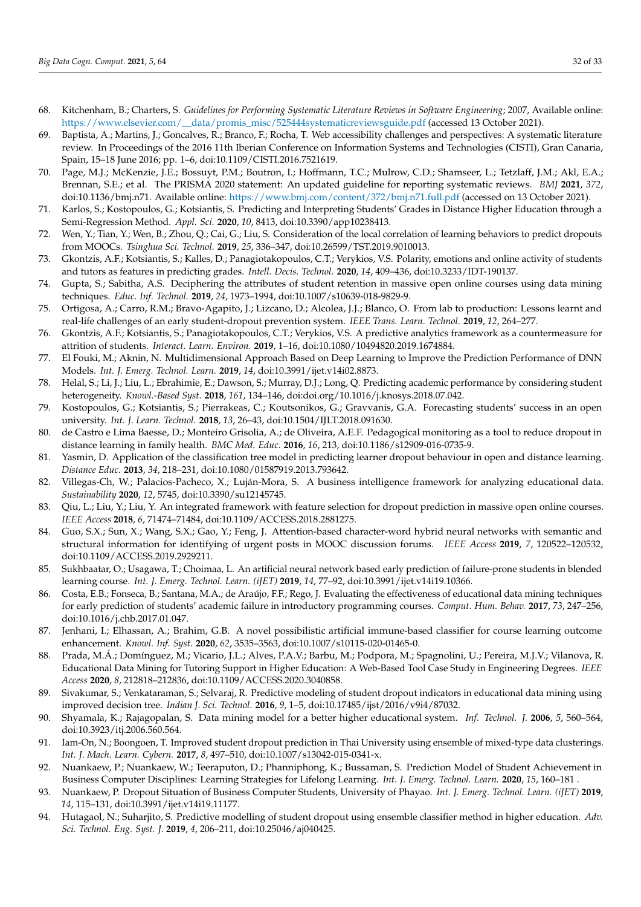68. Kitchenham, B.; Charters, S. *Guidelines for Performing Systematic Literature Reviews in Software Engineering*; 2007, Available online: https://www.elsevier.com/__data/promis_misc/525444systematicreviewsguide.pdf (accessed 13 October 2021).
69. Baptista, A.; Martins, J.; Goncalves, R.; Branco, F.; Rocha, T. Web accessibility challenges and perspectives: A systematic literature review. In Proceedings of the 2016 11th Iberian Conference on Information Systems and Technologies (CISTI), Gran Canaria, Spain, 15–18 June 2016; pp. 1–6, doi:10.1109/CISTI.2016.7521619.
70. Page, M.J.; McKenzie, J.E.; Bossuyt, P.M.; Boutron, I.; Hoffmann, T.C.; Mulrow, C.D.; Shamseer, L.; Tetzlaff, J.M.; Akl, E.A.; Brennan, S.E.; et al. The PRISMA 2020 statement: An updated guideline for reporting systematic reviews. *BMJ* **2021**, *372*, doi:10.1136/bmj.n71. Available online: https://www.bmj.com/content/372/bmj.n71.full.pdf (accessed on 13 October 2021).
71. Karlos, S.; Kostopoulos, G.; Kotsiantis, S. Predicting and Interpreting Students' Grades in Distance Higher Education through a Semi-Regression Method. *Appl. Sci.* **2020**, *10*, 8413, doi:10.3390/app10238413.
72. Wen, Y.; Tian, Y.; Wen, B.; Zhou, Q.; Cai, G.; Liu, S. Consideration of the local correlation of learning behaviors to predict dropouts from MOOCs. *Tsinghua Sci. Technol.* **2019**, *25*, 336–347, doi:10.26599/TST.2019.9010013.
73. Gkontzis, A.F.; Kotsiantis, S.; Kalles, D.; Panagiotakopoulos, C.T.; Verykios, V.S. Polarity, emotions and online activity of students and tutors as features in predicting grades. *Intell. Decis. Technol.* **2020**, *14*, 409–436, doi:10.3233/IDT-190137.
74. Gupta, S.; Sabitha, A.S. Deciphering the attributes of student retention in massive open online courses using data mining techniques. *Educ. Inf. Technol.* **2019**, *24*, 1973–1994, doi:10.1007/s10639-018-9829-9.
75. Ortigosa, A.; Carro, R.M.; Bravo-Agapito, J.; Lizcano, D.; Alcolea, J.J.; Blanco, O. From lab to production: Lessons learnt and real-life challenges of an early student-dropout prevention system. *IEEE Trans. Learn. Technol.* **2019**, *12*, 264–277.
76. Gkontzis, A.F.; Kotsiantis, S.; Panagiotakopoulos, C.T.; Verykios, V.S. A predictive analytics framework as a countermeasure for attrition of students. *Interact. Learn. Environ.* **2019**, 1–16, doi:10.1080/10494820.2019.1674884.
77. El Fouki, M.; Aknin, N. Multidimensional Approach Based on Deep Learning to Improve the Prediction Performance of DNN Models. *Int. J. Emerg. Technol. Learn.* **2019**, *14*, doi:10.3991/ijet.v14i02.8873.
78. Helal, S.; Li, J.; Liu, L.; Ebrahimie, E.; Dawson, S.; Murray, D.J.; Long, Q. Predicting academic performance by considering student heterogeneity. *Knowl.-Based Syst.* **2018**, *161*, 134–146, doi:doi.org/10.1016/j.knosys.2018.07.042.
79. Kostopoulos, G.; Kotsiantis, S.; Pierrakeas, C.; Koutsonikos, G.; Gravvanis, G.A. Forecasting students' success in an open university. *Int. J. Learn. Technol.* **2018**, *13*, 26–43, doi:10.1504/IJLT.2018.091630.
80. de Castro e Lima Baesse, D.; Monteiro Grisolia, A.; de Oliveira, A.E.F. Pedagogical monitoring as a tool to reduce dropout in distance learning in family health. *BMC Med. Educ.* **2016**, *16*, 213, doi:10.1186/s12909-016-0735-9.
81. Yasmin, D. Application of the classification tree model in predicting learner dropout behaviour in open and distance learning. *Distance Educ.* **2013**, *34*, 218–231, doi:10.1080/01587919.2013.793642.
82. Villegas-Ch, W.; Palacios-Pacheco, X.; Luján-Mora, S. A business intelligence framework for analyzing educational data. *Sustainability* **2020**, *12*, 5745, doi:10.3390/su12145745.
83. Qiu, L.; Liu, Y.; Liu, Y. An integrated framework with feature selection for dropout prediction in massive open online courses. *IEEE Access* **2018**, *6*, 71474–71484, doi:10.1109/ACCESS.2018.2881275.
84. Guo, S.X.; Sun, X.; Wang, S.X.; Gao, Y.; Feng, J. Attention-based character-word hybrid neural networks with semantic and structural information for identifying of urgent posts in MOOC discussion forums. *IEEE Access* **2019**, *7*, 120522–120532, doi:10.1109/ACCESS.2019.2929211.
85. Sukhbaatar, O.; Usagawa, T.; Choimaa, L. An artificial neural network based early prediction of failure-prone students in blended learning course. *Int. J. Emerg. Technol. Learn. (iJET)* **2019**, *14*, 77–92, doi:10.3991/ijet.v14i19.10366.
86. Costa, E.B.; Fonseca, B.; Santana, M.A.; de Araújo, F.F.; Rego, J. Evaluating the effectiveness of educational data mining techniques for early prediction of students' academic failure in introductory programming courses. *Comput. Hum. Behav.* **2017**, *73*, 247–256, doi:10.1016/j.chb.2017.01.047.
87. Jenhani, I.; Elhassan, A.; Brahim, G.B. A novel possibilistic artificial immune-based classifier for course learning outcome enhancement. *Knowl. Inf. Syst.* **2020**, *62*, 3535–3563, doi:10.1007/s10115-020-01465-0.
88. Prada, M.Á.; Domínguez, M.; Vicario, J.L.; Alves, P.A.V.; Barbu, M.; Podpora, M.; Spagnolini, U.; Pereira, M.J.V.; Vilanova, R. Educational Data Mining for Tutoring Support in Higher Education: A Web-Based Tool Case Study in Engineering Degrees. *IEEE Access* **2020**, *8*, 212818–212836, doi:10.1109/ACCESS.2020.3040858.
89. Sivakumar, S.; Venkataraman, S.; Selvaraj, R. Predictive modeling of student dropout indicators in educational data mining using improved decision tree. *Indian J. Sci. Technol.* **2016**, *9*, 1–5, doi:10.17485/ijst/2016/v9i4/87032.
90. Shyamala, K.; Rajagopalan, S. Data mining model for a better higher educational system. *Inf. Technol. J.* **2006**, *5*, 560–564, doi:10.3923/itj.2006.560.564.
91. Iam-On, N.; Boongoen, T. Improved student dropout prediction in Thai University using ensemble of mixed-type data clusterings. *Int. J. Mach. Learn. Cybern.* **2017**, *8*, 497–510, doi:10.1007/s13042-015-0341-x.
92. Nuankaew, P.; Nuankaew, W.; Teeraputon, D.; Phanniphong, K.; Bussaman, S. Prediction Model of Student Achievement in Business Computer Disciplines: Learning Strategies for Lifelong Learning. *Int. J. Emerg. Technol. Learn.* **2020**, *15*, 160–181 .
93. Nuankaew, P. Dropout Situation of Business Computer Students, University of Phayao. *Int. J. Emerg. Technol. Learn. (iJET)* **2019**, *14*, 115–131, doi:10.3991/ijet.v14i19.11177.
94. Hutagaol, N.; Suharjito, S. Predictive modelling of student dropout using ensemble classifier method in higher education. *Adv. Sci. Technol. Eng. Syst. J.* **2019**, *4*, 206–211, doi:10.25046/aj040425.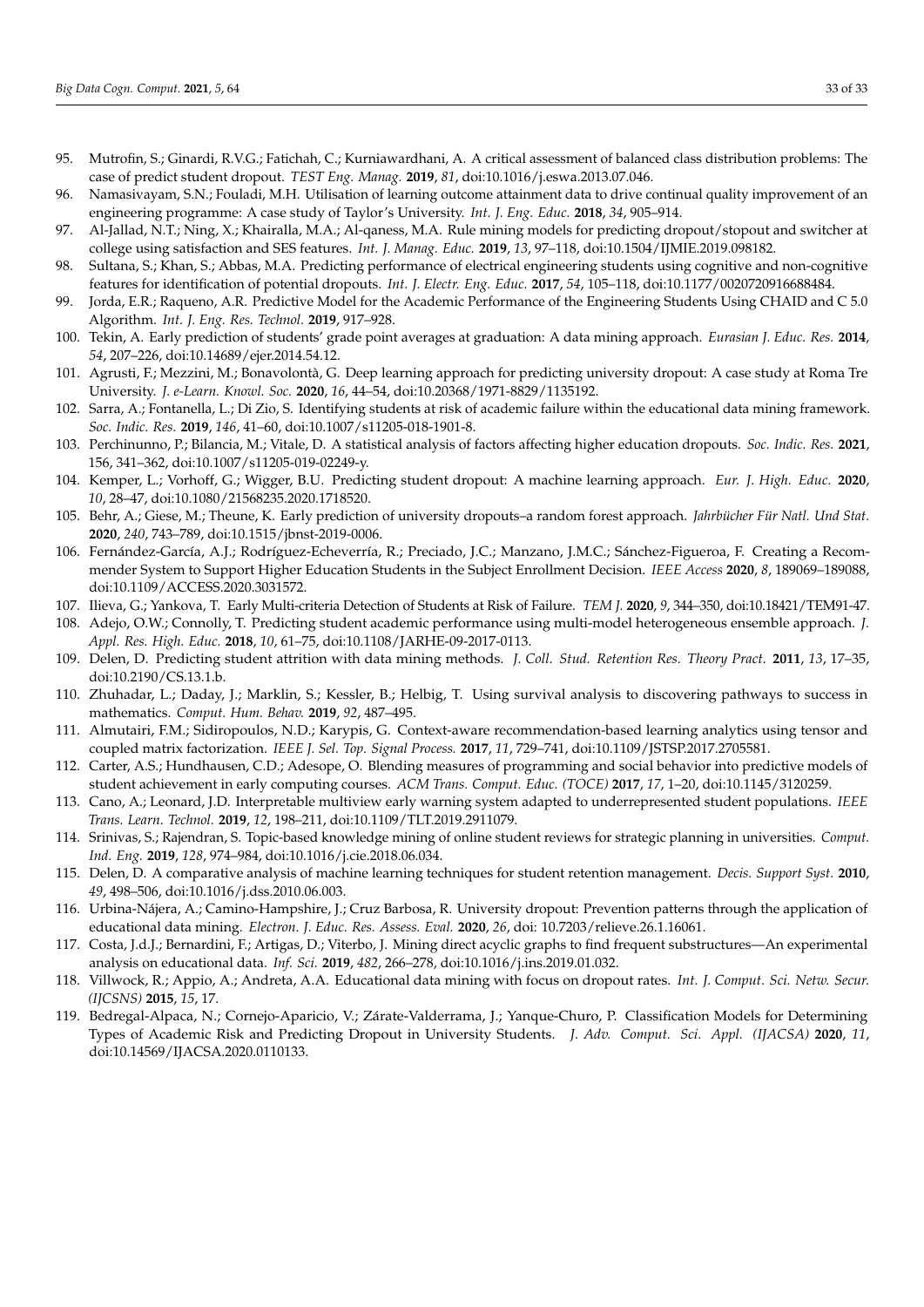95. Mutrofin, S.; Ginardi, R.V.G.; Fatichah, C.; Kurniawardhani, A. A critical assessment of balanced class distribution problems: The case of predict student dropout. *TEST Eng. Manag.* **2019**, *81*, doi:10.1016/j.eswa.2013.07.046.
96. Namasivayam, S.N.; Fouladi, M.H. Utilisation of learning outcome attainment data to drive continual quality improvement of an engineering programme: A case study of Taylor's University. *Int. J. Eng. Educ.* **2018**, *34*, 905–914.
97. Al-Jallad, N.T.; Ning, X.; Khairalla, M.A.; Al-qaness, M.A. Rule mining models for predicting dropout/stopout and switcher at college using satisfaction and SES features. *Int. J. Manag. Educ.* **2019**, *13*, 97–118, doi:10.1504/IJMIE.2019.098182.
98. Sultana, S.; Khan, S.; Abbas, M.A. Predicting performance of electrical engineering students using cognitive and non-cognitive features for identification of potential dropouts. *Int. J. Electr. Eng. Educ.* **2017**, *54*, 105–118, doi:10.1177/0020720916688484.
99. Jorda, E.R.; Raqueno, A.R. Predictive Model for the Academic Performance of the Engineering Students Using CHAID and C 5.0 Algorithm. *Int. J. Eng. Res. Technol.* **2019**, 917–928.
100. Tekin, A. Early prediction of students' grade point averages at graduation: A data mining approach. *Eurasian J. Educ. Res.* **2014**, *54*, 207–226, doi:10.14689/ejer.2014.54.12.
101. Agrusti, F.; Mezzini, M.; Bonavolontà, G. Deep learning approach for predicting university dropout: A case study at Roma Tre University. *J. e-Learn. Knowl. Soc.* **2020**, *16*, 44–54, doi:10.20368/1971-8829/1135192.
102. Sarra, A.; Fontanella, L.; Di Zio, S. Identifying students at risk of academic failure within the educational data mining framework. *Soc. Indic. Res.* **2019**, *146*, 41–60, doi:10.1007/s11205-018-1901-8.
103. Perchinunno, P.; Bilancia, M.; Vitale, D. A statistical analysis of factors affecting higher education dropouts. *Soc. Indic. Res.* **2021**, 156, 341–362, doi:10.1007/s11205-019-02249-y.
104. Kemper, L.; Vorhoff, G.; Wigger, B.U. Predicting student dropout: A machine learning approach. *Eur. J. High. Educ.* **2020**, *10*, 28–47, doi:10.1080/21568235.2020.1718520.
105. Behr, A.; Giese, M.; Theune, K. Early prediction of university dropouts–a random forest approach. *Jahrbücher Für Natl. Und Stat.* **2020**, *240*, 743–789, doi:10.1515/jbnst-2019-0006.
106. Fernández-García, A.J.; Rodríguez-Echeverría, R.; Preciado, J.C.; Manzano, J.M.C.; Sánchez-Figueroa, F. Creating a Recommender System to Support Higher Education Students in the Subject Enrollment Decision. *IEEE Access* **2020**, *8*, 189069–189088, doi:10.1109/ACCESS.2020.3031572.
107. Ilieva, G.; Yankova, T. Early Multi-criteria Detection of Students at Risk of Failure. *TEM J.* **2020**, *9*, 344–350, doi:10.18421/TEM91-47.
108. Adejo, O.W.; Connolly, T. Predicting student academic performance using multi-model heterogeneous ensemble approach. *J. Appl. Res. High. Educ.* **2018**, *10*, 61–75, doi:10.1108/JARHE-09-2017-0113.
109. Delen, D. Predicting student attrition with data mining methods. *J. Coll. Stud. Retention Res. Theory Pract.* **2011**, *13*, 17–35, doi:10.2190/CS.13.1.b.
110. Zhuhadar, L.; Daday, J.; Marklin, S.; Kessler, B.; Helbig, T. Using survival analysis to discovering pathways to success in mathematics. *Comput. Hum. Behav.* **2019**, *92*, 487–495.
111. Almutairi, F.M.; Sidiropoulos, N.D.; Karypis, G. Context-aware recommendation-based learning analytics using tensor and coupled matrix factorization. *IEEE J. Sel. Top. Signal Process.* **2017**, *11*, 729–741, doi:10.1109/JSTSP.2017.2705581.
112. Carter, A.S.; Hundhausen, C.D.; Adesope, O. Blending measures of programming and social behavior into predictive models of student achievement in early computing courses. *ACM Trans. Comput. Educ. (TOCE)* **2017**, *17*, 1–20, doi:10.1145/3120259.
113. Cano, A.; Leonard, J.D. Interpretable multiview early warning system adapted to underrepresented student populations. *IEEE Trans. Learn. Technol.* **2019**, *12*, 198–211, doi:10.1109/TLT.2019.2911079.
114. Srinivas, S.; Rajendran, S. Topic-based knowledge mining of online student reviews for strategic planning in universities. *Comput. Ind. Eng.* **2019**, *128*, 974–984, doi:10.1016/j.cie.2018.06.034.
115. Delen, D. A comparative analysis of machine learning techniques for student retention management. *Decis. Support Syst.* **2010**, *49*, 498–506, doi:10.1016/j.dss.2010.06.003.
116. Urbina-Nájera, A.; Camino-Hampshire, J.; Cruz Barbosa, R. University dropout: Prevention patterns through the application of educational data mining. *Electron. J. Educ. Res. Assess. Eval.* **2020**, *26*, doi: 10.7203/relieve.26.1.16061.
117. Costa, J.d.J.; Bernardini, F.; Artigas, D.; Viterbo, J. Mining direct acyclic graphs to find frequent substructures—An experimental analysis on educational data. *Inf. Sci.* **2019**, *482*, 266–278, doi:10.1016/j.ins.2019.01.032.
118. Villwock, R.; Appio, A.; Andreta, A.A. Educational data mining with focus on dropout rates. *Int. J. Comput. Sci. Netw. Secur. (IJCSNS)* **2015**, *15*, 17.
119. Bedregal-Alpaca, N.; Cornejo-Aparicio, V.; Zárate-Valderrama, J.; Yanque-Churo, P. Classification Models for Determining Types of Academic Risk and Predicting Dropout in University Students. *J. Adv. Comput. Sci. Appl. (IJACSA)* **2020**, *11*, doi:10.14569/IJACSA.2020.0110133.